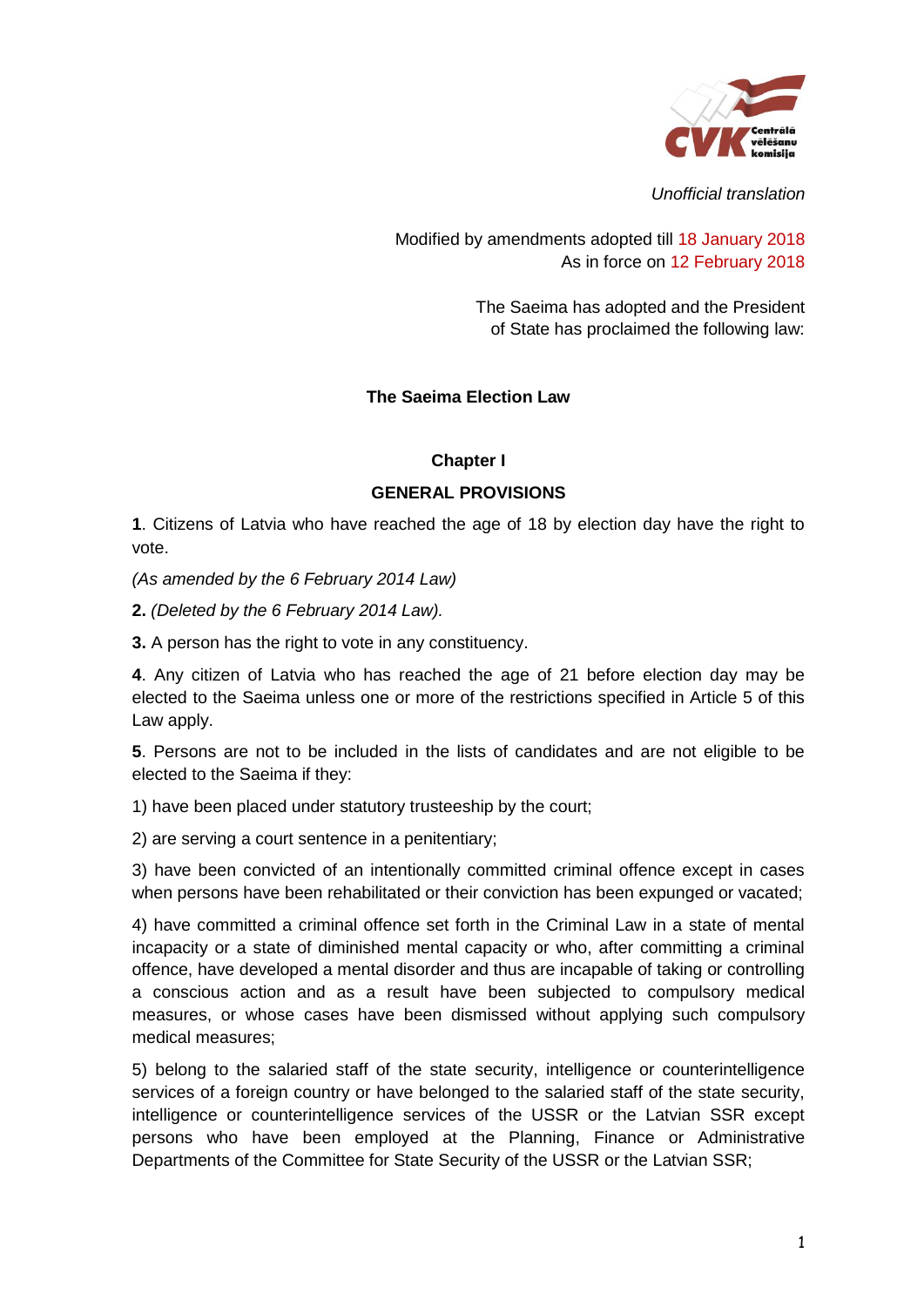*Unofficial translation*

Modified by amendments adopted till 18 January 2018
As in force on 12 February 2018

The Saeima has adopted and the President of State has proclaimed the following law:

# The Saeima Election Law

## Chapter I

## GENERAL PROVISIONS

**1**. Citizens of Latvia who have reached the age of 18 by election day have the right to vote.

*(As amended by the 6 February 2014 Law)*

**2.** *(Deleted by the 6 February 2014 Law).*

**3.** A person has the right to vote in any constituency.

**4**. Any citizen of Latvia who has reached the age of 21 before election day may be elected to the Saeima unless one or more of the restrictions specified in Article 5 of this Law apply.

**5**. Persons are not to be included in the lists of candidates and are not eligible to be elected to the Saeima if they:

1) have been placed under statutory trusteeship by the court;

2) are serving a court sentence in a penitentiary;

3) have been convicted of an intentionally committed criminal offence except in cases when persons have been rehabilitated or their conviction has been expunged or vacated;

4) have committed a criminal offence set forth in the Criminal Law in a state of mental incapacity or a state of diminished mental capacity or who, after committing a criminal offence, have developed a mental disorder and thus are incapable of taking or controlling a conscious action and as a result have been subjected to compulsory medical measures, or whose cases have been dismissed without applying such compulsory medical measures;

5) belong to the salaried staff of the state security, intelligence or counterintelligence services of a foreign country or have belonged to the salaried staff of the state security, intelligence or counterintelligence services of the USSR or the Latvian SSR except persons who have been employed at the Planning, Finance or Administrative Departments of the Committee for State Security of the USSR or the Latvian SSR;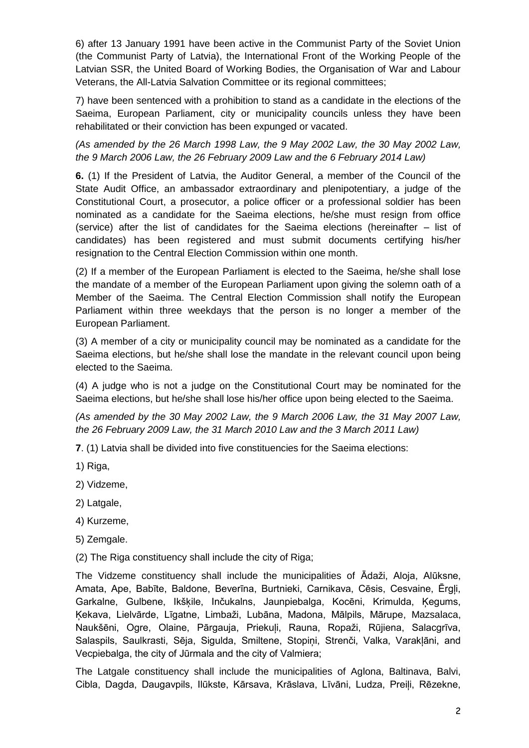6) after 13 January 1991 have been active in the Communist Party of the Soviet Union (the Communist Party of Latvia), the International Front of the Working People of the Latvian SSR, the United Board of Working Bodies, the Organisation of War and Labour Veterans, the All-Latvia Salvation Committee or its regional committees;

7) have been sentenced with a prohibition to stand as a candidate in the elections of the Saeima, European Parliament, city or municipality councils unless they have been rehabilitated or their conviction has been expunged or vacated.

*(As amended by the 26 March 1998 Law, the 9 May 2002 Law, the 30 May 2002 Law, the 9 March 2006 Law, the 26 February 2009 Law and the 6 February 2014 Law)*

**6.** (1) If the President of Latvia, the Auditor General, a member of the Council of the State Audit Office, an ambassador extraordinary and plenipotentiary, a judge of the Constitutional Court, a prosecutor, a police officer or a professional soldier has been nominated as a candidate for the Saeima elections, he/she must resign from office (service) after the list of candidates for the Saeima elections (hereinafter – list of candidates) has been registered and must submit documents certifying his/her resignation to the Central Election Commission within one month.

(2) If a member of the European Parliament is elected to the Saeima, he/she shall lose the mandate of a member of the European Parliament upon giving the solemn oath of a Member of the Saeima. The Central Election Commission shall notify the European Parliament within three weekdays that the person is no longer a member of the European Parliament.

(3) A member of a city or municipality council may be nominated as a candidate for the Saeima elections, but he/she shall lose the mandate in the relevant council upon being elected to the Saeima.

(4) A judge who is not a judge on the Constitutional Court may be nominated for the Saeima elections, but he/she shall lose his/her office upon being elected to the Saeima.

*(As amended by the 30 May 2002 Law, the 9 March 2006 Law, the 31 May 2007 Law, the 26 February 2009 Law, the 31 March 2010 Law and the 3 March 2011 Law)*

**7**. (1) Latvia shall be divided into five constituencies for the Saeima elections:

1) Riga,

2) Vidzeme,

2) Latgale,

4) Kurzeme,

5) Zemgale.

(2) The Riga constituency shall include the city of Riga;

The Vidzeme constituency shall include the municipalities of Ādaži, Aloja, Alūksne, Amata, Ape, Babīte, Baldone, Beverīna, Burtnieki, Carnikava, Cēsis, Cesvaine, Ērgļi, Garkalne, Gulbene, Ikšķile, Inčukalns, Jaunpiebalga, Kocēni, Krimulda, Ķegums, Ķekava, Lielvārde, Līgatne, Limbaži, Lubāna, Madona, Mālpils, Mārupe, Mazsalaca, Naukšēni, Ogre, Olaine, Pārgauja, Priekuļi, Rauna, Ropaži, Rūjiena, Salacgrīva, Salaspils, Saulkrasti, Sēja, Sigulda, Smiltene, Stopiņi, Strenči, Valka, Varakļāni, and Vecpiebalga, the city of Jūrmala and the city of Valmiera;

The Latgale constituency shall include the municipalities of Aglona, Baltinava, Balvi, Cibla, Dagda, Daugavpils, Ilūkste, Kārsava, Krāslava, Līvāni, Ludza, Preiļi, Rēzekne,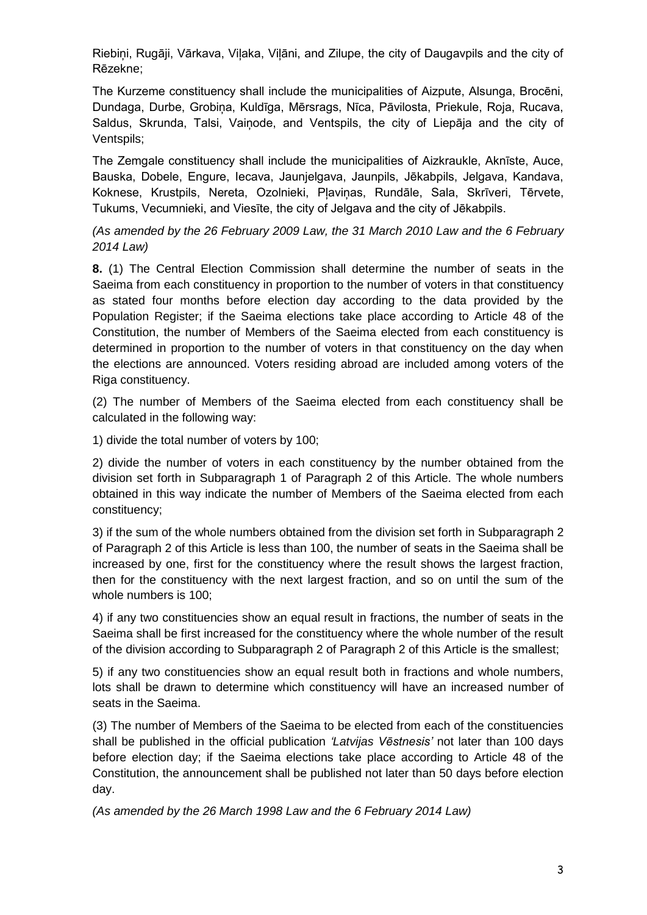Riebiņi, Rugāji, Vārkava, Viļaka, Viļāni, and Zilupe, the city of Daugavpils and the city of Rēzekne;

The Kurzeme constituency shall include the municipalities of Aizpute, Alsunga, Brocēni, Dundaga, Durbe, Grobiņa, Kuldīga, Mērsrags, Nīca, Pāvilosta, Priekule, Roja, Rucava, Saldus, Skrunda, Talsi, Vaiņode, and Ventspils, the city of Liepāja and the city of Ventspils;

The Zemgale constituency shall include the municipalities of Aizkraukle, Aknīste, Auce, Bauska, Dobele, Engure, Iecava, Jaunjelgava, Jaunpils, Jēkabpils, Jelgava, Kandava, Koknese, Krustpils, Nereta, Ozolnieki, Pļaviņas, Rundāle, Sala, Skrīveri, Tērvete, Tukums, Vecumnieki, and Viesīte, the city of Jelgava and the city of Jēkabpils.

*(As amended by the 26 February 2009 Law, the 31 March 2010 Law and the 6 February 2014 Law)*

**8.** (1) The Central Election Commission shall determine the number of seats in the Saeima from each constituency in proportion to the number of voters in that constituency as stated four months before election day according to the data provided by the Population Register; if the Saeima elections take place according to Article 48 of the Constitution, the number of Members of the Saeima elected from each constituency is determined in proportion to the number of voters in that constituency on the day when the elections are announced. Voters residing abroad are included among voters of the Riga constituency.

(2) The number of Members of the Saeima elected from each constituency shall be calculated in the following way:

1) divide the total number of voters by 100;

2) divide the number of voters in each constituency by the number obtained from the division set forth in Subparagraph 1 of Paragraph 2 of this Article. The whole numbers obtained in this way indicate the number of Members of the Saeima elected from each constituency;

3) if the sum of the whole numbers obtained from the division set forth in Subparagraph 2 of Paragraph 2 of this Article is less than 100, the number of seats in the Saeima shall be increased by one, first for the constituency where the result shows the largest fraction, then for the constituency with the next largest fraction, and so on until the sum of the whole numbers is 100;

4) if any two constituencies show an equal result in fractions, the number of seats in the Saeima shall be first increased for the constituency where the whole number of the result of the division according to Subparagraph 2 of Paragraph 2 of this Article is the smallest;

5) if any two constituencies show an equal result both in fractions and whole numbers, lots shall be drawn to determine which constituency will have an increased number of seats in the Saeima.

(3) The number of Members of the Saeima to be elected from each of the constituencies shall be published in the official publication *'Latvijas Vēstnesis'* not later than 100 days before election day; if the Saeima elections take place according to Article 48 of the Constitution, the announcement shall be published not later than 50 days before election day.

*(As amended by the 26 March 1998 Law and the 6 February 2014 Law)*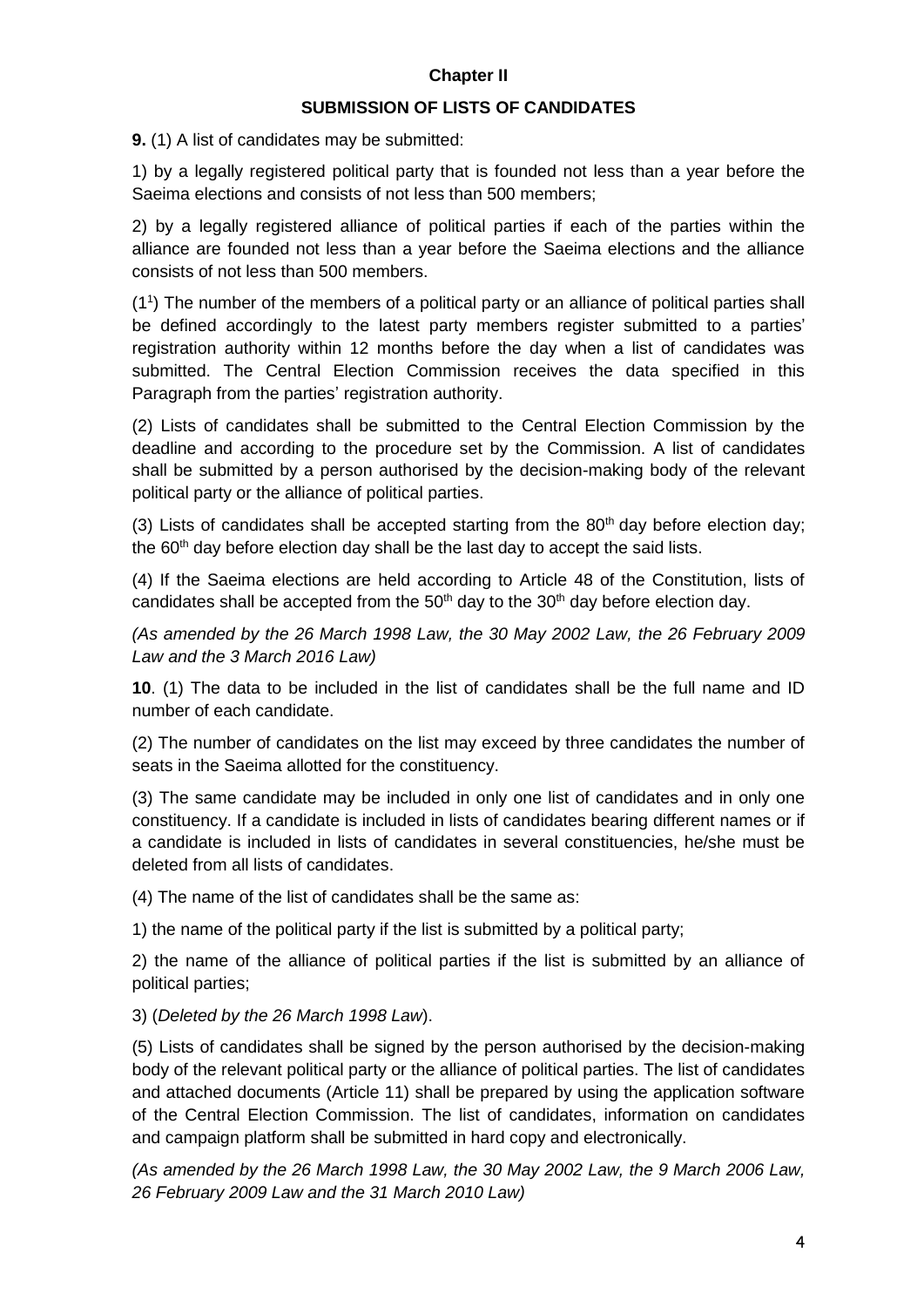## Chapter II

### SUBMISSION OF LISTS OF CANDIDATES

**9.** (1) A list of candidates may be submitted:

1) by a legally registered political party that is founded not less than a year before the Saeima elections and consists of not less than 500 members;

2) by a legally registered alliance of political parties if each of the parties within the alliance are founded not less than a year before the Saeima elections and the alliance consists of not less than 500 members.

($1^1$) The number of the members of a political party or an alliance of political parties shall be defined accordingly to the latest party members register submitted to a parties' registration authority within 12 months before the day when a list of candidates was submitted. The Central Election Commission receives the data specified in this Paragraph from the parties' registration authority.

(2) Lists of candidates shall be submitted to the Central Election Commission by the deadline and according to the procedure set by the Commission. A list of candidates shall be submitted by a person authorised by the decision-making body of the relevant political party or the alliance of political parties.

(3) Lists of candidates shall be accepted starting from the 80th day before election day; the 60th day before election day shall be the last day to accept the said lists.

(4) If the Saeima elections are held according to Article 48 of the Constitution, lists of candidates shall be accepted from the 50th day to the 30th day before election day.

*(As amended by the 26 March 1998 Law, the 30 May 2002 Law, the 26 February 2009 Law and the 3 March 2016 Law)*

**10**. (1) The data to be included in the list of candidates shall be the full name and ID number of each candidate.

(2) The number of candidates on the list may exceed by three candidates the number of seats in the Saeima allotted for the constituency.

(3) The same candidate may be included in only one list of candidates and in only one constituency. If a candidate is included in lists of candidates bearing different names or if a candidate is included in lists of candidates in several constituencies, he/she must be deleted from all lists of candidates.

(4) The name of the list of candidates shall be the same as:

1) the name of the political party if the list is submitted by a political party;

2) the name of the alliance of political parties if the list is submitted by an alliance of political parties;

3) (*Deleted by the 26 March 1998 Law*).

(5) Lists of candidates shall be signed by the person authorised by the decision-making body of the relevant political party or the alliance of political parties. The list of candidates and attached documents (Article 11) shall be prepared by using the application software of the Central Election Commission. The list of candidates, information on candidates and campaign platform shall be submitted in hard copy and electronically.

*(As amended by the 26 March 1998 Law, the 30 May 2002 Law, the 9 March 2006 Law, 26 February 2009 Law and the 31 March 2010 Law)*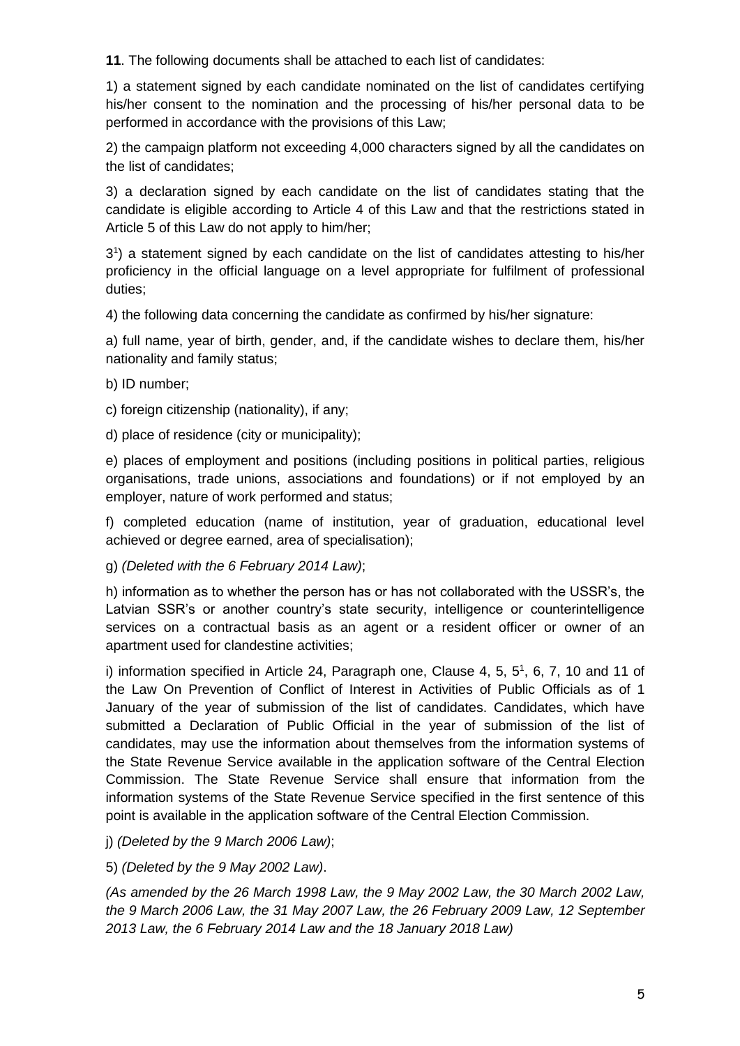**11**. The following documents shall be attached to each list of candidates:

1) a statement signed by each candidate nominated on the list of candidates certifying his/her consent to the nomination and the processing of his/her personal data to be performed in accordance with the provisions of this Law;

2) the campaign platform not exceeding 4,000 characters signed by all the candidates on the list of candidates;

3) a declaration signed by each candidate on the list of candidates stating that the candidate is eligible according to Article 4 of this Law and that the restrictions stated in Article 5 of this Law do not apply to him/her;

$3^1$) a statement signed by each candidate on the list of candidates attesting to his/her proficiency in the official language on a level appropriate for fulfilment of professional duties;

4) the following data concerning the candidate as confirmed by his/her signature:

a) full name, year of birth, gender, and, if the candidate wishes to declare them, his/her nationality and family status;

b) ID number;

c) foreign citizenship (nationality), if any;

d) place of residence (city or municipality);

e) places of employment and positions (including positions in political parties, religious organisations, trade unions, associations and foundations) or if not employed by an employer, nature of work performed and status;

f) completed education (name of institution, year of graduation, educational level achieved or degree earned, area of specialisation);

g) *(Deleted with the 6 February 2014 Law)*;

h) information as to whether the person has or has not collaborated with the USSR's, the Latvian SSR's or another country's state security, intelligence or counterintelligence services on a contractual basis as an agent or a resident officer or owner of an apartment used for clandestine activities;

i) information specified in Article 24, Paragraph one, Clause 4, 5, $5^1$, 6, 7, 10 and 11 of the Law On Prevention of Conflict of Interest in Activities of Public Officials as of 1 January of the year of submission of the list of candidates. Candidates, which have submitted a Declaration of Public Official in the year of submission of the list of candidates, may use the information about themselves from the information systems of the State Revenue Service available in the application software of the Central Election Commission. The State Revenue Service shall ensure that information from the information systems of the State Revenue Service specified in the first sentence of this point is available in the application software of the Central Election Commission.

j) *(Deleted by the 9 March 2006 Law)*;

5) *(Deleted by the 9 May 2002 Law)*.

*(As amended by the 26 March 1998 Law, the 9 May 2002 Law, the 30 March 2002 Law, the 9 March 2006 Law, the 31 May 2007 Law, the 26 February 2009 Law, 12 September 2013 Law, the 6 February 2014 Law and the 18 January 2018 Law)*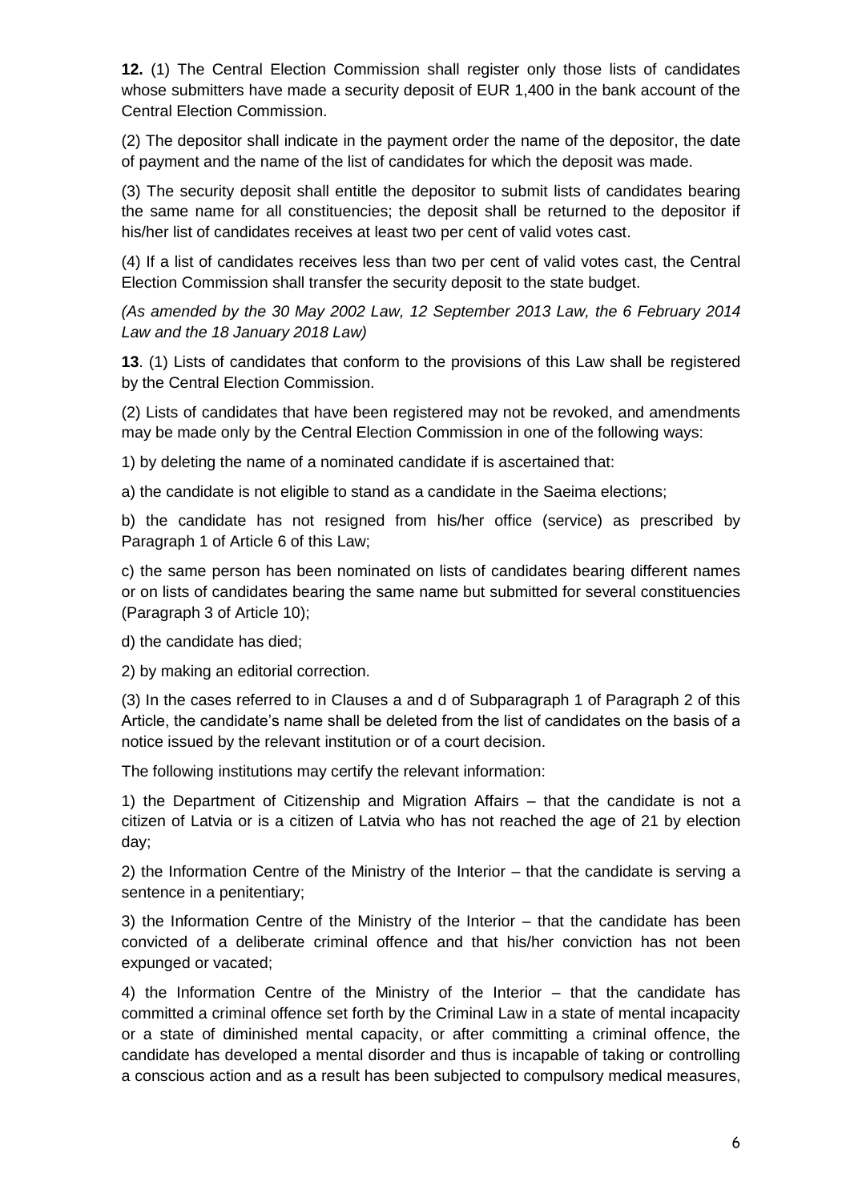**12.** (1) The Central Election Commission shall register only those lists of candidates whose submitters have made a security deposit of EUR 1,400 in the bank account of the Central Election Commission.

(2) The depositor shall indicate in the payment order the name of the depositor, the date of payment and the name of the list of candidates for which the deposit was made.

(3) The security deposit shall entitle the depositor to submit lists of candidates bearing the same name for all constituencies; the deposit shall be returned to the depositor if his/her list of candidates receives at least two per cent of valid votes cast.

(4) If a list of candidates receives less than two per cent of valid votes cast, the Central Election Commission shall transfer the security deposit to the state budget.

*(As amended by the 30 May 2002 Law, 12 September 2013 Law, the 6 February 2014 Law and the 18 January 2018 Law)*

**13**. (1) Lists of candidates that conform to the provisions of this Law shall be registered by the Central Election Commission.

(2) Lists of candidates that have been registered may not be revoked, and amendments may be made only by the Central Election Commission in one of the following ways:

1) by deleting the name of a nominated candidate if is ascertained that:

a) the candidate is not eligible to stand as a candidate in the Saeima elections;

b) the candidate has not resigned from his/her office (service) as prescribed by Paragraph 1 of Article 6 of this Law;

c) the same person has been nominated on lists of candidates bearing different names or on lists of candidates bearing the same name but submitted for several constituencies (Paragraph 3 of Article 10);

d) the candidate has died;

2) by making an editorial correction.

(3) In the cases referred to in Clauses a and d of Subparagraph 1 of Paragraph 2 of this Article, the candidate's name shall be deleted from the list of candidates on the basis of a notice issued by the relevant institution or of a court decision.

The following institutions may certify the relevant information:

1) the Department of Citizenship and Migration Affairs – that the candidate is not a citizen of Latvia or is a citizen of Latvia who has not reached the age of 21 by election day;

2) the Information Centre of the Ministry of the Interior – that the candidate is serving a sentence in a penitentiary;

3) the Information Centre of the Ministry of the Interior – that the candidate has been convicted of a deliberate criminal offence and that his/her conviction has not been expunged or vacated;

4) the Information Centre of the Ministry of the Interior – that the candidate has committed a criminal offence set forth by the Criminal Law in a state of mental incapacity or a state of diminished mental capacity, or after committing a criminal offence, the candidate has developed a mental disorder and thus is incapable of taking or controlling a conscious action and as a result has been subjected to compulsory medical measures,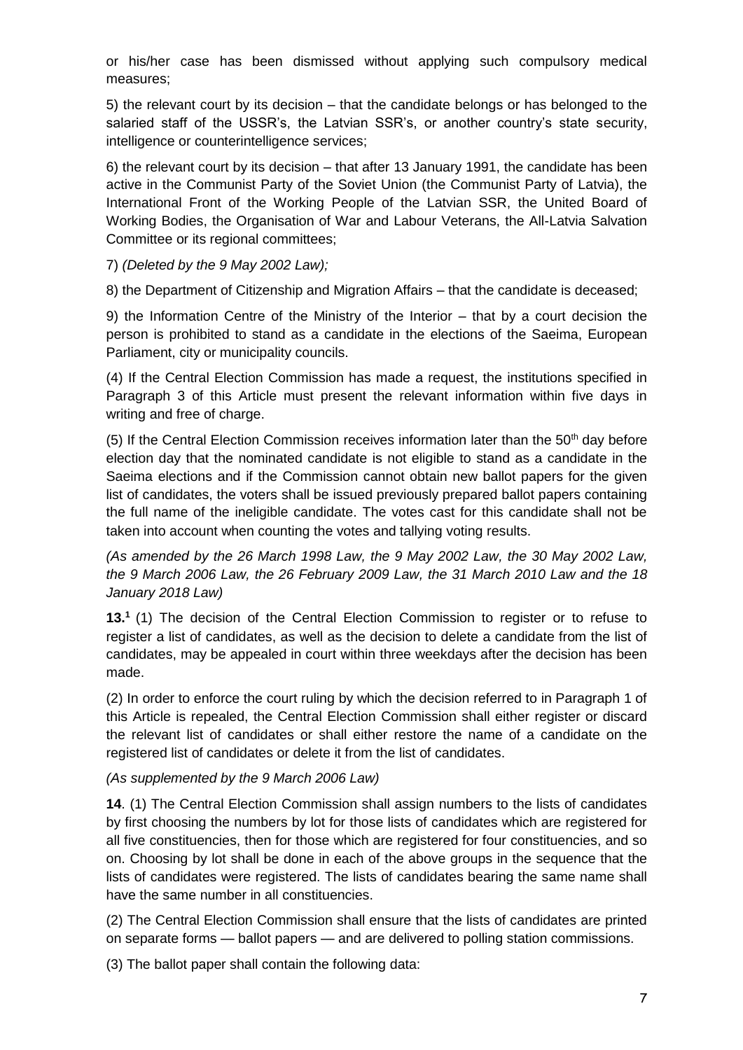or his/her case has been dismissed without applying such compulsory medical measures;

5) the relevant court by its decision – that the candidate belongs or has belonged to the salaried staff of the USSR's, the Latvian SSR's, or another country's state security, intelligence or counterintelligence services;

6) the relevant court by its decision – that after 13 January 1991, the candidate has been active in the Communist Party of the Soviet Union (the Communist Party of Latvia), the International Front of the Working People of the Latvian SSR, the United Board of Working Bodies, the Organisation of War and Labour Veterans, the All-Latvia Salvation Committee or its regional committees;

7) *(Deleted by the 9 May 2002 Law);*

8) the Department of Citizenship and Migration Affairs – that the candidate is deceased;

9) the Information Centre of the Ministry of the Interior – that by a court decision the person is prohibited to stand as a candidate in the elections of the Saeima, European Parliament, city or municipality councils.

(4) If the Central Election Commission has made a request, the institutions specified in Paragraph 3 of this Article must present the relevant information within five days in writing and free of charge.

(5) If the Central Election Commission receives information later than the 50th day before election day that the nominated candidate is not eligible to stand as a candidate in the Saeima elections and if the Commission cannot obtain new ballot papers for the given list of candidates, the voters shall be issued previously prepared ballot papers containing the full name of the ineligible candidate. The votes cast for this candidate shall not be taken into account when counting the votes and tallying voting results.

*(As amended by the 26 March 1998 Law, the 9 May 2002 Law, the 30 May 2002 Law, the 9 March 2006 Law, the 26 February 2009 Law, the 31 March 2010 Law and the 18 January 2018 Law)*

**13.[1]** (1) The decision of the Central Election Commission to register or to refuse to register a list of candidates, as well as the decision to delete a candidate from the list of candidates, may be appealed in court within three weekdays after the decision has been made.

(2) In order to enforce the court ruling by which the decision referred to in Paragraph 1 of this Article is repealed, the Central Election Commission shall either register or discard the relevant list of candidates or shall either restore the name of a candidate on the registered list of candidates or delete it from the list of candidates.

*(As supplemented by the 9 March 2006 Law)*

**14**. (1) The Central Election Commission shall assign numbers to the lists of candidates by first choosing the numbers by lot for those lists of candidates which are registered for all five constituencies, then for those which are registered for four constituencies, and so on. Choosing by lot shall be done in each of the above groups in the sequence that the lists of candidates were registered. The lists of candidates bearing the same name shall have the same number in all constituencies.

(2) The Central Election Commission shall ensure that the lists of candidates are printed on separate forms — ballot papers — and are delivered to polling station commissions.

(3) The ballot paper shall contain the following data: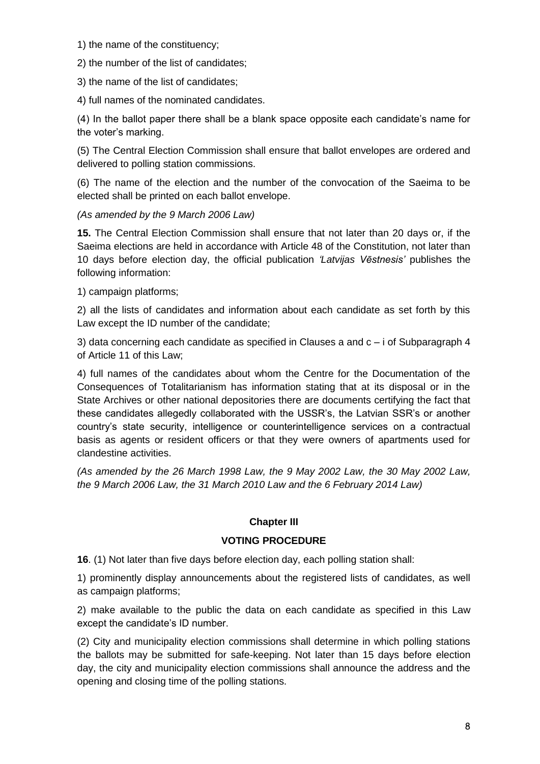1) the name of the constituency;

2) the number of the list of candidates;

3) the name of the list of candidates;

4) full names of the nominated candidates.

(4) In the ballot paper there shall be a blank space opposite each candidate's name for the voter's marking.

(5) The Central Election Commission shall ensure that ballot envelopes are ordered and delivered to polling station commissions.

(6) The name of the election and the number of the convocation of the Saeima to be elected shall be printed on each ballot envelope.

*(As amended by the 9 March 2006 Law)*

**15.** The Central Election Commission shall ensure that not later than 20 days or, if the Saeima elections are held in accordance with Article 48 of the Constitution, not later than 10 days before election day, the official publication *'Latvijas Vēstnesis'* publishes the following information:

1) campaign platforms;

2) all the lists of candidates and information about each candidate as set forth by this Law except the ID number of the candidate;

3) data concerning each candidate as specified in Clauses a and c – i of Subparagraph 4 of Article 11 of this Law;

4) full names of the candidates about whom the Centre for the Documentation of the Consequences of Totalitarianism has information stating that at its disposal or in the State Archives or other national depositories there are documents certifying the fact that these candidates allegedly collaborated with the USSR's, the Latvian SSR's or another country's state security, intelligence or counterintelligence services on a contractual basis as agents or resident officers or that they were owners of apartments used for clandestine activities.

*(As amended by the 26 March 1998 Law, the 9 May 2002 Law, the 30 May 2002 Law, the 9 March 2006 Law, the 31 March 2010 Law and the 6 February 2014 Law)*

## Chapter III

## VOTING PROCEDURE

**16**. (1) Not later than five days before election day, each polling station shall:

1) prominently display announcements about the registered lists of candidates, as well as campaign platforms;

2) make available to the public the data on each candidate as specified in this Law except the candidate's ID number.

(2) City and municipality election commissions shall determine in which polling stations the ballots may be submitted for safe-keeping. Not later than 15 days before election day, the city and municipality election commissions shall announce the address and the opening and closing time of the polling stations.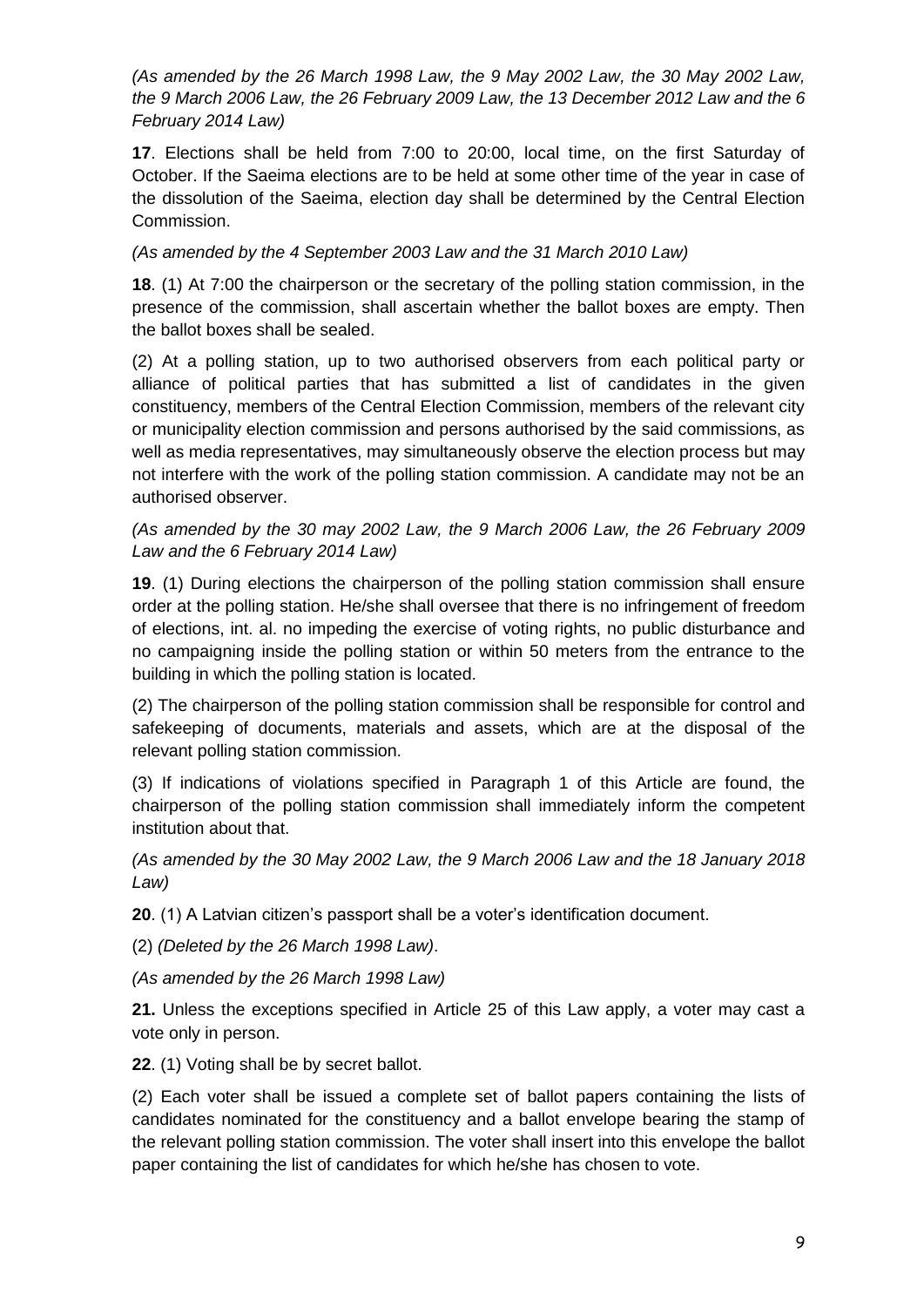*(As amended by the 26 March 1998 Law, the 9 May 2002 Law, the 30 May 2002 Law, the 9 March 2006 Law, the 26 February 2009 Law, the 13 December 2012 Law and the 6 February 2014 Law)*

**17**. Elections shall be held from 7:00 to 20:00, local time, on the first Saturday of October. If the Saeima elections are to be held at some other time of the year in case of the dissolution of the Saeima, election day shall be determined by the Central Election Commission.

*(As amended by the 4 September 2003 Law and the 31 March 2010 Law)*

**18**. (1) At 7:00 the chairperson or the secretary of the polling station commission, in the presence of the commission, shall ascertain whether the ballot boxes are empty. Then the ballot boxes shall be sealed.

(2) At a polling station, up to two authorised observers from each political party or alliance of political parties that has submitted a list of candidates in the given constituency, members of the Central Election Commission, members of the relevant city or municipality election commission and persons authorised by the said commissions, as well as media representatives, may simultaneously observe the election process but may not interfere with the work of the polling station commission. A candidate may not be an authorised observer.

*(As amended by the 30 may 2002 Law, the 9 March 2006 Law, the 26 February 2009 Law and the 6 February 2014 Law)*

**19**. (1) During elections the chairperson of the polling station commission shall ensure order at the polling station. He/she shall oversee that there is no infringement of freedom of elections, int. al. no impeding the exercise of voting rights, no public disturbance and no campaigning inside the polling station or within 50 meters from the entrance to the building in which the polling station is located.

(2) The chairperson of the polling station commission shall be responsible for control and safekeeping of documents, materials and assets, which are at the disposal of the relevant polling station commission.

(3) If indications of violations specified in Paragraph 1 of this Article are found, the chairperson of the polling station commission shall immediately inform the competent institution about that.

*(As amended by the 30 May 2002 Law, the 9 March 2006 Law and the 18 January 2018 Law)*

**20**. (1) A Latvian citizen's passport shall be a voter's identification document.

(2) *(Deleted by the 26 March 1998 Law)*.

*(As amended by the 26 March 1998 Law)*

**21.** Unless the exceptions specified in Article 25 of this Law apply, a voter may cast a vote only in person.

**22**. (1) Voting shall be by secret ballot.

(2) Each voter shall be issued a complete set of ballot papers containing the lists of candidates nominated for the constituency and a ballot envelope bearing the stamp of the relevant polling station commission. The voter shall insert into this envelope the ballot paper containing the list of candidates for which he/she has chosen to vote.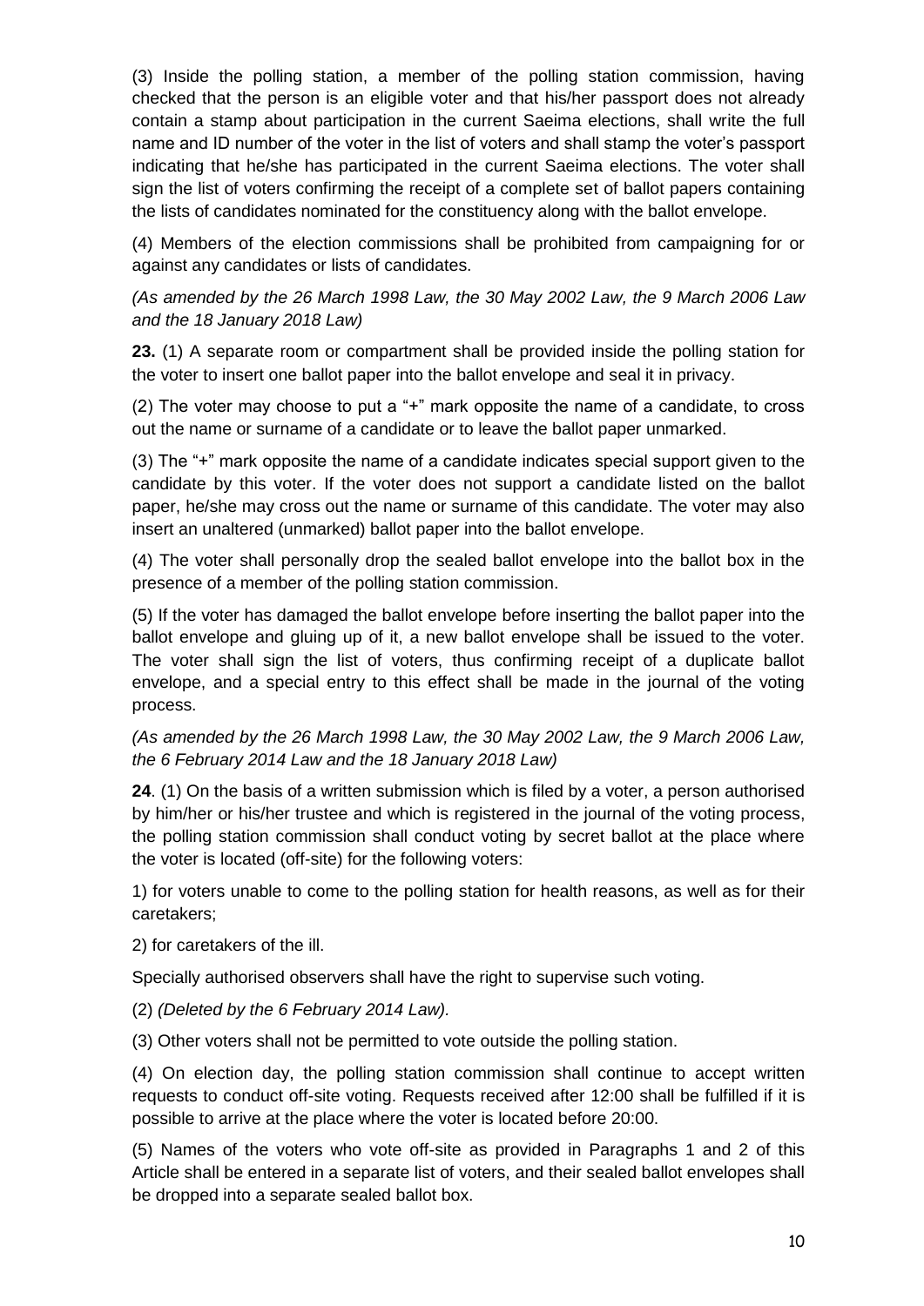(3) Inside the polling station, a member of the polling station commission, having checked that the person is an eligible voter and that his/her passport does not already contain a stamp about participation in the current Saeima elections, shall write the full name and ID number of the voter in the list of voters and shall stamp the voter's passport indicating that he/she has participated in the current Saeima elections. The voter shall sign the list of voters confirming the receipt of a complete set of ballot papers containing the lists of candidates nominated for the constituency along with the ballot envelope.

(4) Members of the election commissions shall be prohibited from campaigning for or against any candidates or lists of candidates.

*(As amended by the 26 March 1998 Law, the 30 May 2002 Law, the 9 March 2006 Law and the 18 January 2018 Law)*

**23.** (1) A separate room or compartment shall be provided inside the polling station for the voter to insert one ballot paper into the ballot envelope and seal it in privacy.

(2) The voter may choose to put a "+" mark opposite the name of a candidate, to cross out the name or surname of a candidate or to leave the ballot paper unmarked.

(3) The "+" mark opposite the name of a candidate indicates special support given to the candidate by this voter. If the voter does not support a candidate listed on the ballot paper, he/she may cross out the name or surname of this candidate. The voter may also insert an unaltered (unmarked) ballot paper into the ballot envelope.

(4) The voter shall personally drop the sealed ballot envelope into the ballot box in the presence of a member of the polling station commission.

(5) If the voter has damaged the ballot envelope before inserting the ballot paper into the ballot envelope and gluing up of it, a new ballot envelope shall be issued to the voter. The voter shall sign the list of voters, thus confirming receipt of a duplicate ballot envelope, and a special entry to this effect shall be made in the journal of the voting process.

*(As amended by the 26 March 1998 Law, the 30 May 2002 Law, the 9 March 2006 Law, the 6 February 2014 Law and the 18 January 2018 Law)*

**24**. (1) On the basis of a written submission which is filed by a voter, a person authorised by him/her or his/her trustee and which is registered in the journal of the voting process, the polling station commission shall conduct voting by secret ballot at the place where the voter is located (off-site) for the following voters:

1) for voters unable to come to the polling station for health reasons, as well as for their caretakers;

2) for caretakers of the ill.

Specially authorised observers shall have the right to supervise such voting.

(2) *(Deleted by the 6 February 2014 Law).*

(3) Other voters shall not be permitted to vote outside the polling station.

(4) On election day, the polling station commission shall continue to accept written requests to conduct off-site voting. Requests received after 12:00 shall be fulfilled if it is possible to arrive at the place where the voter is located before 20:00.

(5) Names of the voters who vote off-site as provided in Paragraphs 1 and 2 of this Article shall be entered in a separate list of voters, and their sealed ballot envelopes shall be dropped into a separate sealed ballot box.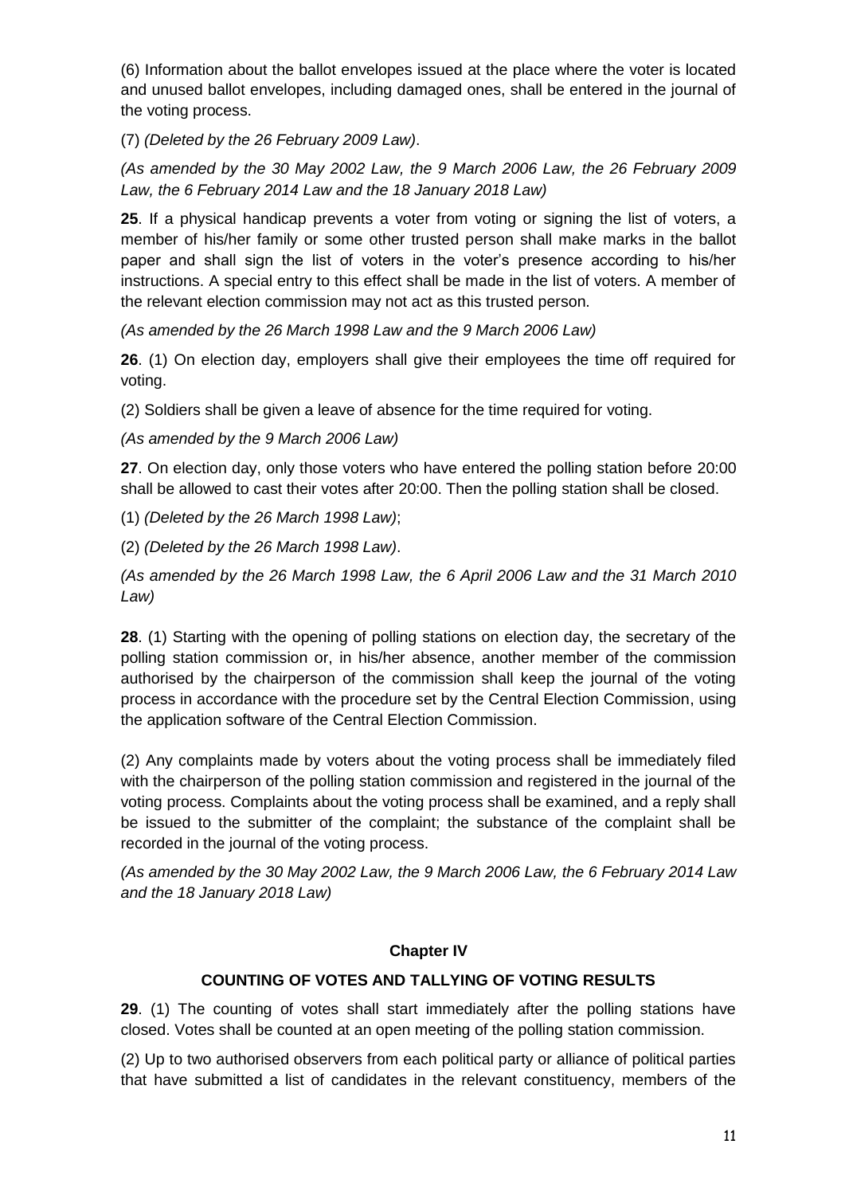(6) Information about the ballot envelopes issued at the place where the voter is located and unused ballot envelopes, including damaged ones, shall be entered in the journal of the voting process.

(7) *(Deleted by the 26 February 2009 Law)*.

*(As amended by the 30 May 2002 Law, the 9 March 2006 Law, the 26 February 2009 Law, the 6 February 2014 Law and the 18 January 2018 Law)*

**25**. If a physical handicap prevents a voter from voting or signing the list of voters, a member of his/her family or some other trusted person shall make marks in the ballot paper and shall sign the list of voters in the voter's presence according to his/her instructions. A special entry to this effect shall be made in the list of voters. A member of the relevant election commission may not act as this trusted person.

*(As amended by the 26 March 1998 Law and the 9 March 2006 Law)*

**26**. (1) On election day, employers shall give their employees the time off required for voting.

(2) Soldiers shall be given a leave of absence for the time required for voting.

*(As amended by the 9 March 2006 Law)*

**27**. On election day, only those voters who have entered the polling station before 20:00 shall be allowed to cast their votes after 20:00. Then the polling station shall be closed.

(1) *(Deleted by the 26 March 1998 Law)*;

(2) *(Deleted by the 26 March 1998 Law)*.

*(As amended by the 26 March 1998 Law, the 6 April 2006 Law and the 31 March 2010 Law)*

**28**. (1) Starting with the opening of polling stations on election day, the secretary of the polling station commission or, in his/her absence, another member of the commission authorised by the chairperson of the commission shall keep the journal of the voting process in accordance with the procedure set by the Central Election Commission, using the application software of the Central Election Commission.

(2) Any complaints made by voters about the voting process shall be immediately filed with the chairperson of the polling station commission and registered in the journal of the voting process. Complaints about the voting process shall be examined, and a reply shall be issued to the submitter of the complaint; the substance of the complaint shall be recorded in the journal of the voting process.

*(As amended by the 30 May 2002 Law, the 9 March 2006 Law, the 6 February 2014 Law and the 18 January 2018 Law)*

## Chapter IV

### COUNTING OF VOTES AND TALLYING OF VOTING RESULTS

**29**. (1) The counting of votes shall start immediately after the polling stations have closed. Votes shall be counted at an open meeting of the polling station commission.

(2) Up to two authorised observers from each political party or alliance of political parties that have submitted a list of candidates in the relevant constituency, members of the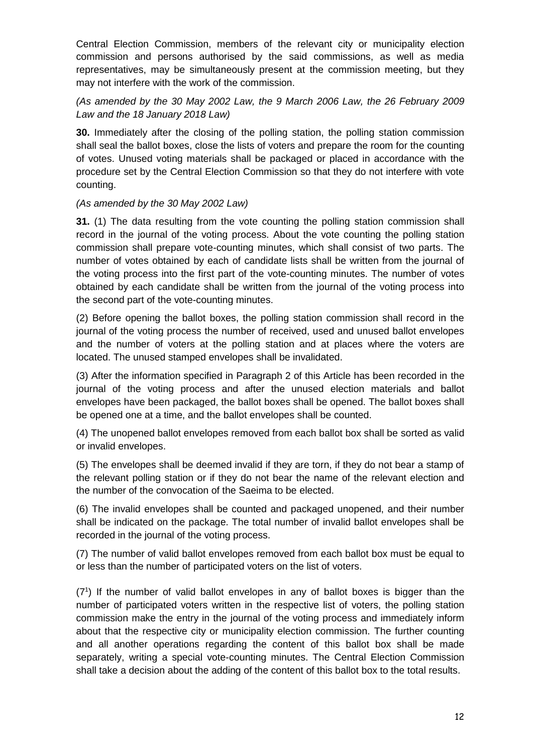Central Election Commission, members of the relevant city or municipality election commission and persons authorised by the said commissions, as well as media representatives, may be simultaneously present at the commission meeting, but they may not interfere with the work of the commission.

*(As amended by the 30 May 2002 Law, the 9 March 2006 Law, the 26 February 2009 Law and the 18 January 2018 Law)*

**30.** Immediately after the closing of the polling station, the polling station commission shall seal the ballot boxes, close the lists of voters and prepare the room for the counting of votes. Unused voting materials shall be packaged or placed in accordance with the procedure set by the Central Election Commission so that they do not interfere with vote counting.

*(As amended by the 30 May 2002 Law)*

**31.** (1) The data resulting from the vote counting the polling station commission shall record in the journal of the voting process. About the vote counting the polling station commission shall prepare vote-counting minutes, which shall consist of two parts. The number of votes obtained by each of candidate lists shall be written from the journal of the voting process into the first part of the vote-counting minutes. The number of votes obtained by each candidate shall be written from the journal of the voting process into the second part of the vote-counting minutes.

(2) Before opening the ballot boxes, the polling station commission shall record in the journal of the voting process the number of received, used and unused ballot envelopes and the number of voters at the polling station and at places where the voters are located. The unused stamped envelopes shall be invalidated.

(3) After the information specified in Paragraph 2 of this Article has been recorded in the journal of the voting process and after the unused election materials and ballot envelopes have been packaged, the ballot boxes shall be opened. The ballot boxes shall be opened one at a time, and the ballot envelopes shall be counted.

(4) The unopened ballot envelopes removed from each ballot box shall be sorted as valid or invalid envelopes.

(5) The envelopes shall be deemed invalid if they are torn, if they do not bear a stamp of the relevant polling station or if they do not bear the name of the relevant election and the number of the convocation of the Saeima to be elected.

(6) The invalid envelopes shall be counted and packaged unopened, and their number shall be indicated on the package. The total number of invalid ballot envelopes shall be recorded in the journal of the voting process.

(7) The number of valid ballot envelopes removed from each ballot box must be equal to or less than the number of participated voters on the list of voters.

($7^1$) If the number of valid ballot envelopes in any of ballot boxes is bigger than the number of participated voters written in the respective list of voters, the polling station commission make the entry in the journal of the voting process and immediately inform about that the respective city or municipality election commission. The further counting and all another operations regarding the content of this ballot box shall be made separately, writing a special vote-counting minutes. The Central Election Commission shall take a decision about the adding of the content of this ballot box to the total results.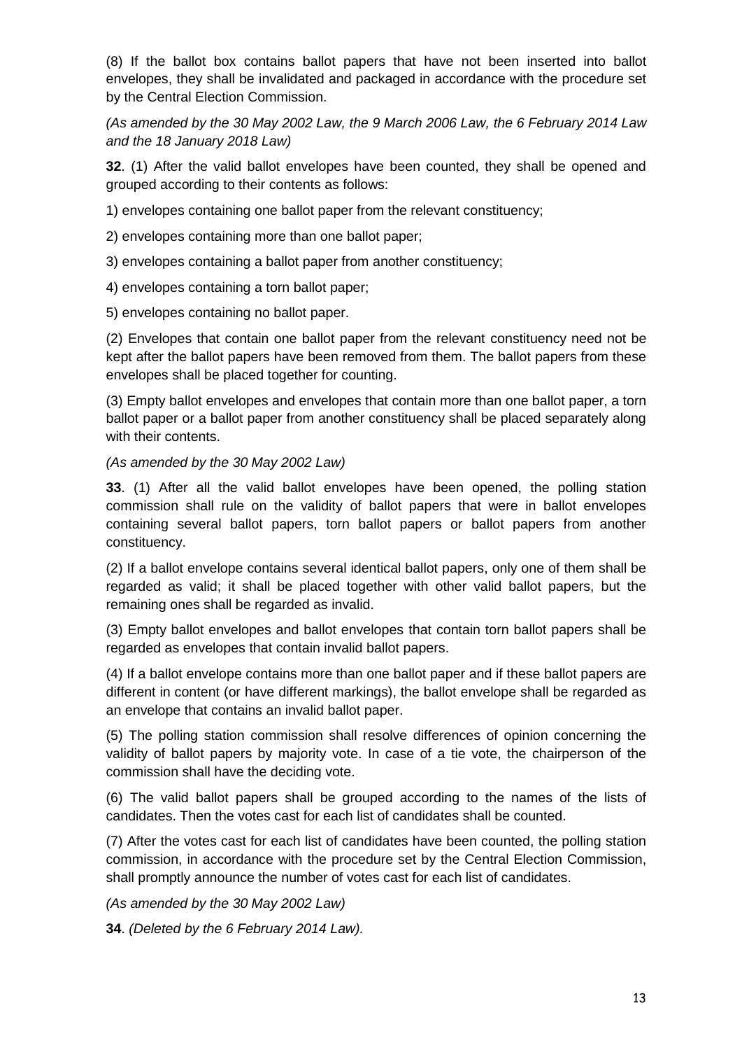(8) If the ballot box contains ballot papers that have not been inserted into ballot envelopes, they shall be invalidated and packaged in accordance with the procedure set by the Central Election Commission.

*(As amended by the 30 May 2002 Law, the 9 March 2006 Law, the 6 February 2014 Law and the 18 January 2018 Law)*

**32**. (1) After the valid ballot envelopes have been counted, they shall be opened and grouped according to their contents as follows:

1) envelopes containing one ballot paper from the relevant constituency;

2) envelopes containing more than one ballot paper;

3) envelopes containing a ballot paper from another constituency;

4) envelopes containing a torn ballot paper;

5) envelopes containing no ballot paper.

(2) Envelopes that contain one ballot paper from the relevant constituency need not be kept after the ballot papers have been removed from them. The ballot papers from these envelopes shall be placed together for counting.

(3) Empty ballot envelopes and envelopes that contain more than one ballot paper, a torn ballot paper or a ballot paper from another constituency shall be placed separately along with their contents.

*(As amended by the 30 May 2002 Law)*

**33**. (1) After all the valid ballot envelopes have been opened, the polling station commission shall rule on the validity of ballot papers that were in ballot envelopes containing several ballot papers, torn ballot papers or ballot papers from another constituency.

(2) If a ballot envelope contains several identical ballot papers, only one of them shall be regarded as valid; it shall be placed together with other valid ballot papers, but the remaining ones shall be regarded as invalid.

(3) Empty ballot envelopes and ballot envelopes that contain torn ballot papers shall be regarded as envelopes that contain invalid ballot papers.

(4) If a ballot envelope contains more than one ballot paper and if these ballot papers are different in content (or have different markings), the ballot envelope shall be regarded as an envelope that contains an invalid ballot paper.

(5) The polling station commission shall resolve differences of opinion concerning the validity of ballot papers by majority vote. In case of a tie vote, the chairperson of the commission shall have the deciding vote.

(6) The valid ballot papers shall be grouped according to the names of the lists of candidates. Then the votes cast for each list of candidates shall be counted.

(7) After the votes cast for each list of candidates have been counted, the polling station commission, in accordance with the procedure set by the Central Election Commission, shall promptly announce the number of votes cast for each list of candidates.

*(As amended by the 30 May 2002 Law)*

**34**. *(Deleted by the 6 February 2014 Law).*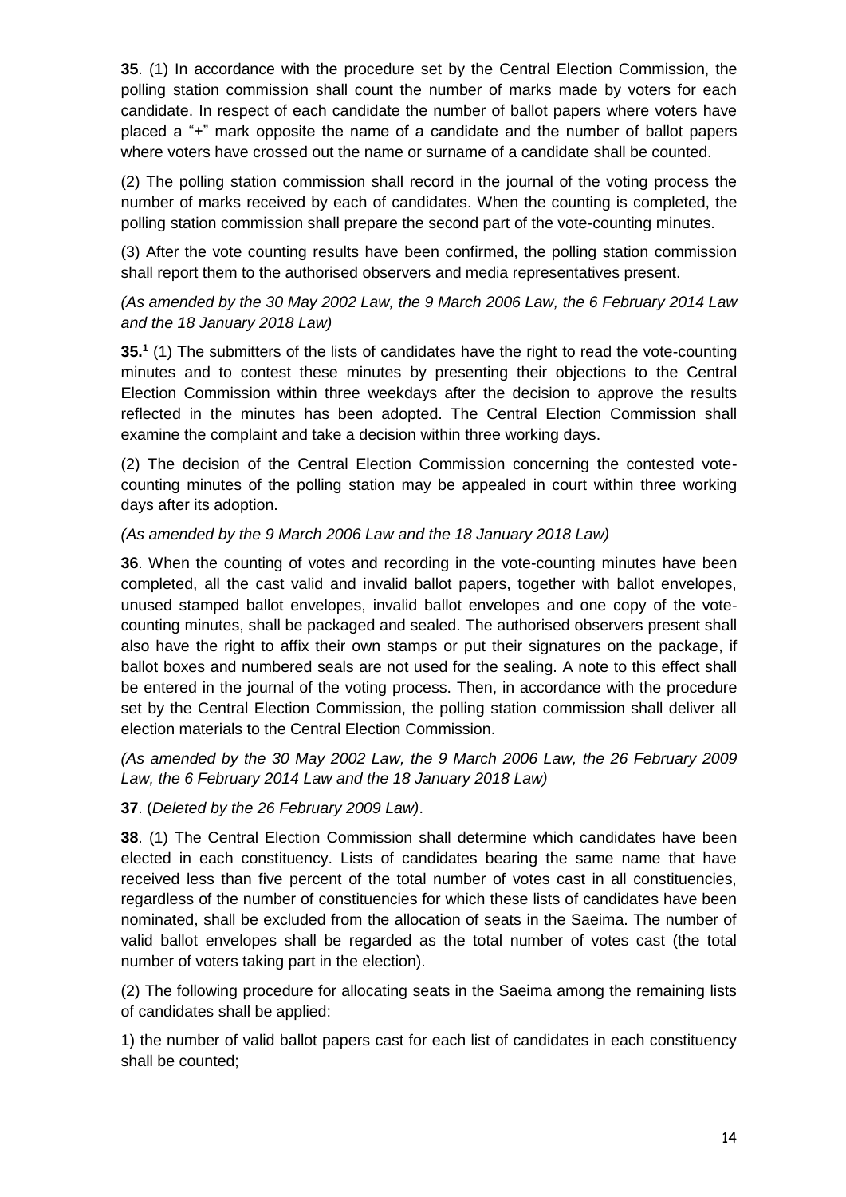**35**. (1) In accordance with the procedure set by the Central Election Commission, the polling station commission shall count the number of marks made by voters for each candidate. In respect of each candidate the number of ballot papers where voters have placed a "+" mark opposite the name of a candidate and the number of ballot papers where voters have crossed out the name or surname of a candidate shall be counted.

(2) The polling station commission shall record in the journal of the voting process the number of marks received by each of candidates. When the counting is completed, the polling station commission shall prepare the second part of the vote-counting minutes.

(3) After the vote counting results have been confirmed, the polling station commission shall report them to the authorised observers and media representatives present.

*(As amended by the 30 May 2002 Law, the 9 March 2006 Law, the 6 February 2014 Law and the 18 January 2018 Law)*

**35.[1]** (1) The submitters of the lists of candidates have the right to read the vote-counting minutes and to contest these minutes by presenting their objections to the Central Election Commission within three weekdays after the decision to approve the results reflected in the minutes has been adopted. The Central Election Commission shall examine the complaint and take a decision within three working days.

(2) The decision of the Central Election Commission concerning the contested vote-counting minutes of the polling station may be appealed in court within three working days after its adoption.

*(As amended by the 9 March 2006 Law and the 18 January 2018 Law)*

**36**. When the counting of votes and recording in the vote-counting minutes have been completed, all the cast valid and invalid ballot papers, together with ballot envelopes, unused stamped ballot envelopes, invalid ballot envelopes and one copy of the vote-counting minutes, shall be packaged and sealed. The authorised observers present shall also have the right to affix their own stamps or put their signatures on the package, if ballot boxes and numbered seals are not used for the sealing. A note to this effect shall be entered in the journal of the voting process. Then, in accordance with the procedure set by the Central Election Commission, the polling station commission shall deliver all election materials to the Central Election Commission.

*(As amended by the 30 May 2002 Law, the 9 March 2006 Law, the 26 February 2009 Law, the 6 February 2014 Law and the 18 January 2018 Law)*

**37**. (*Deleted by the 26 February 2009 Law)*.

**38**. (1) The Central Election Commission shall determine which candidates have been elected in each constituency. Lists of candidates bearing the same name that have received less than five percent of the total number of votes cast in all constituencies, regardless of the number of constituencies for which these lists of candidates have been nominated, shall be excluded from the allocation of seats in the Saeima. The number of valid ballot envelopes shall be regarded as the total number of votes cast (the total number of voters taking part in the election).

(2) The following procedure for allocating seats in the Saeima among the remaining lists of candidates shall be applied:

1) the number of valid ballot papers cast for each list of candidates in each constituency shall be counted;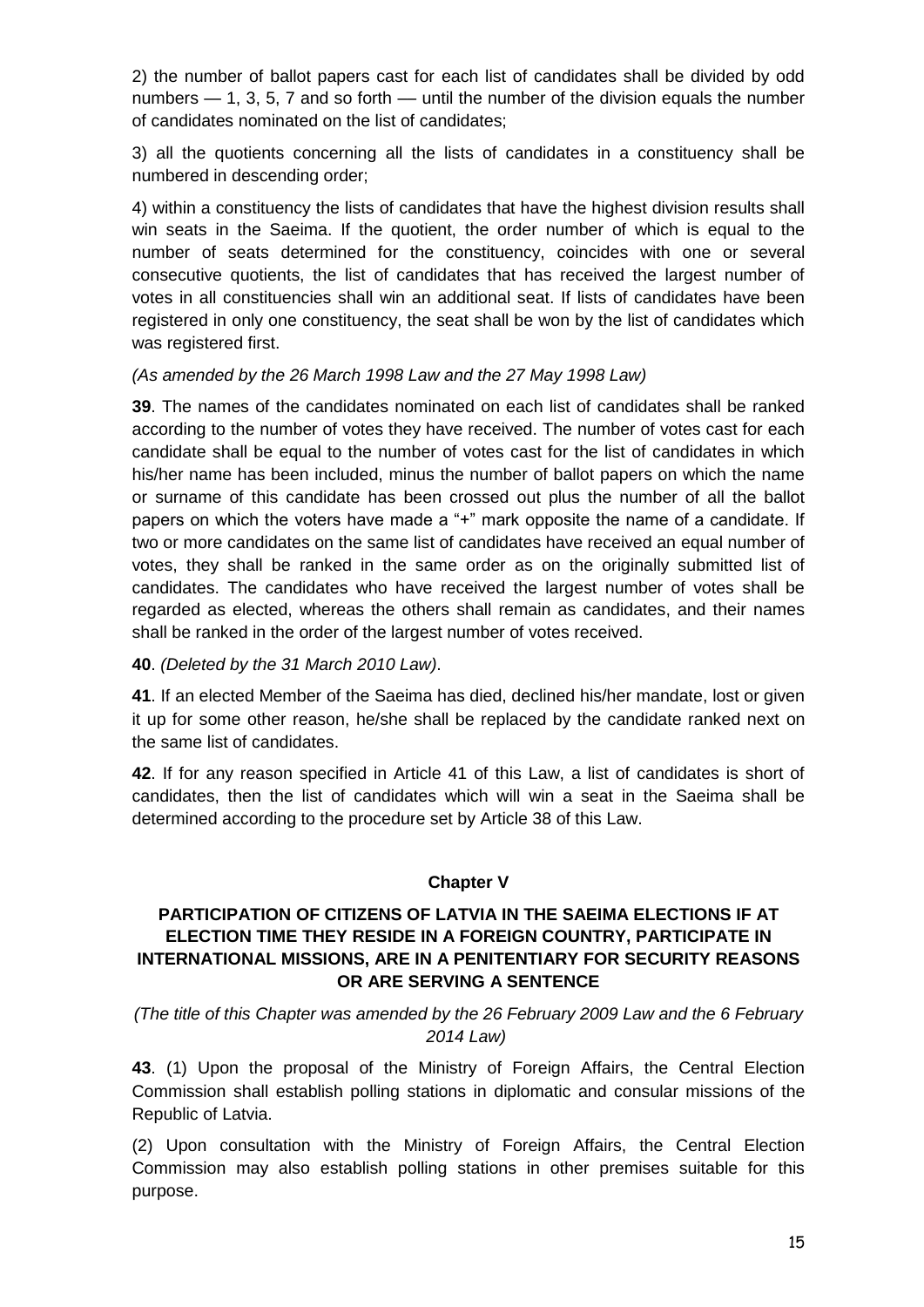2) the number of ballot papers cast for each list of candidates shall be divided by odd numbers — 1, 3, 5, 7 and so forth — until the number of the division equals the number of candidates nominated on the list of candidates;

3) all the quotients concerning all the lists of candidates in a constituency shall be numbered in descending order;

4) within a constituency the lists of candidates that have the highest division results shall win seats in the Saeima. If the quotient, the order number of which is equal to the number of seats determined for the constituency, coincides with one or several consecutive quotients, the list of candidates that has received the largest number of votes in all constituencies shall win an additional seat. If lists of candidates have been registered in only one constituency, the seat shall be won by the list of candidates which was registered first.

*(As amended by the 26 March 1998 Law and the 27 May 1998 Law)*

**39**. The names of the candidates nominated on each list of candidates shall be ranked according to the number of votes they have received. The number of votes cast for each candidate shall be equal to the number of votes cast for the list of candidates in which his/her name has been included, minus the number of ballot papers on which the name or surname of this candidate has been crossed out plus the number of all the ballot papers on which the voters have made a "+" mark opposite the name of a candidate. If two or more candidates on the same list of candidates have received an equal number of votes, they shall be ranked in the same order as on the originally submitted list of candidates. The candidates who have received the largest number of votes shall be regarded as elected, whereas the others shall remain as candidates, and their names shall be ranked in the order of the largest number of votes received.

**40**. *(Deleted by the 31 March 2010 Law)*.

**41**. If an elected Member of the Saeima has died, declined his/her mandate, lost or given it up for some other reason, he/she shall be replaced by the candidate ranked next on the same list of candidates.

**42**. If for any reason specified in Article 41 of this Law, a list of candidates is short of candidates, then the list of candidates which will win a seat in the Saeima shall be determined according to the procedure set by Article 38 of this Law.

## Chapter V

## PARTICIPATION OF CITIZENS OF LATVIA IN THE SAEIMA ELECTIONS IF AT ELECTION TIME THEY RESIDE IN A FOREIGN COUNTRY, PARTICIPATE IN INTERNATIONAL MISSIONS, ARE IN A PENITENTIARY FOR SECURITY REASONS OR ARE SERVING A SENTENCE

*(The title of this Chapter was amended by the 26 February 2009 Law and the 6 February 2014 Law)*

**43**. (1) Upon the proposal of the Ministry of Foreign Affairs, the Central Election Commission shall establish polling stations in diplomatic and consular missions of the Republic of Latvia.

(2) Upon consultation with the Ministry of Foreign Affairs, the Central Election Commission may also establish polling stations in other premises suitable for this purpose.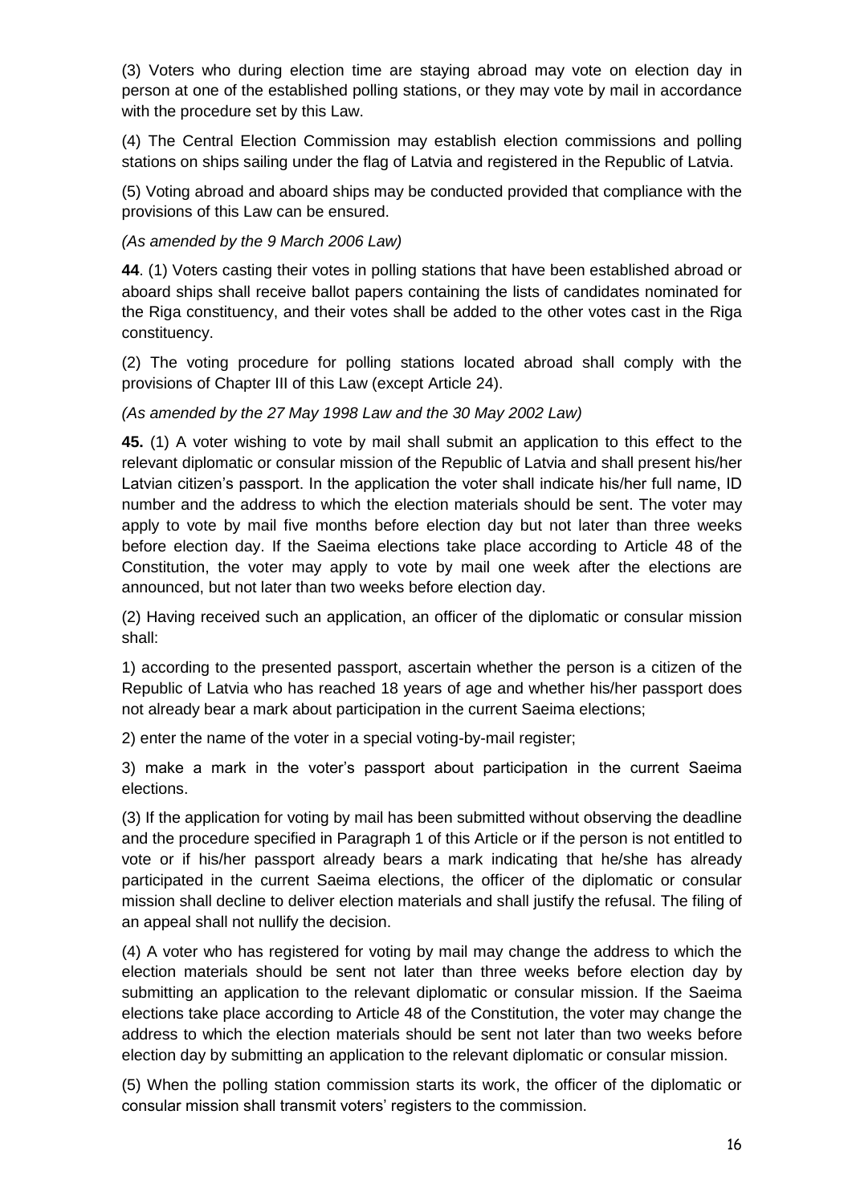(3) Voters who during election time are staying abroad may vote on election day in person at one of the established polling stations, or they may vote by mail in accordance with the procedure set by this Law.

(4) The Central Election Commission may establish election commissions and polling stations on ships sailing under the flag of Latvia and registered in the Republic of Latvia.

(5) Voting abroad and aboard ships may be conducted provided that compliance with the provisions of this Law can be ensured.

*(As amended by the 9 March 2006 Law)*

**44**. (1) Voters casting their votes in polling stations that have been established abroad or aboard ships shall receive ballot papers containing the lists of candidates nominated for the Riga constituency, and their votes shall be added to the other votes cast in the Riga constituency.

(2) The voting procedure for polling stations located abroad shall comply with the provisions of Chapter III of this Law (except Article 24).

*(As amended by the 27 May 1998 Law and the 30 May 2002 Law)*

**45.** (1) A voter wishing to vote by mail shall submit an application to this effect to the relevant diplomatic or consular mission of the Republic of Latvia and shall present his/her Latvian citizen's passport. In the application the voter shall indicate his/her full name, ID number and the address to which the election materials should be sent. The voter may apply to vote by mail five months before election day but not later than three weeks before election day. If the Saeima elections take place according to Article 48 of the Constitution, the voter may apply to vote by mail one week after the elections are announced, but not later than two weeks before election day.

(2) Having received such an application, an officer of the diplomatic or consular mission shall:

1) according to the presented passport, ascertain whether the person is a citizen of the Republic of Latvia who has reached 18 years of age and whether his/her passport does not already bear a mark about participation in the current Saeima elections;

2) enter the name of the voter in a special voting-by-mail register;

3) make a mark in the voter's passport about participation in the current Saeima elections.

(3) If the application for voting by mail has been submitted without observing the deadline and the procedure specified in Paragraph 1 of this Article or if the person is not entitled to vote or if his/her passport already bears a mark indicating that he/she has already participated in the current Saeima elections, the officer of the diplomatic or consular mission shall decline to deliver election materials and shall justify the refusal. The filing of an appeal shall not nullify the decision.

(4) A voter who has registered for voting by mail may change the address to which the election materials should be sent not later than three weeks before election day by submitting an application to the relevant diplomatic or consular mission. If the Saeima elections take place according to Article 48 of the Constitution, the voter may change the address to which the election materials should be sent not later than two weeks before election day by submitting an application to the relevant diplomatic or consular mission.

(5) When the polling station commission starts its work, the officer of the diplomatic or consular mission shall transmit voters' registers to the commission.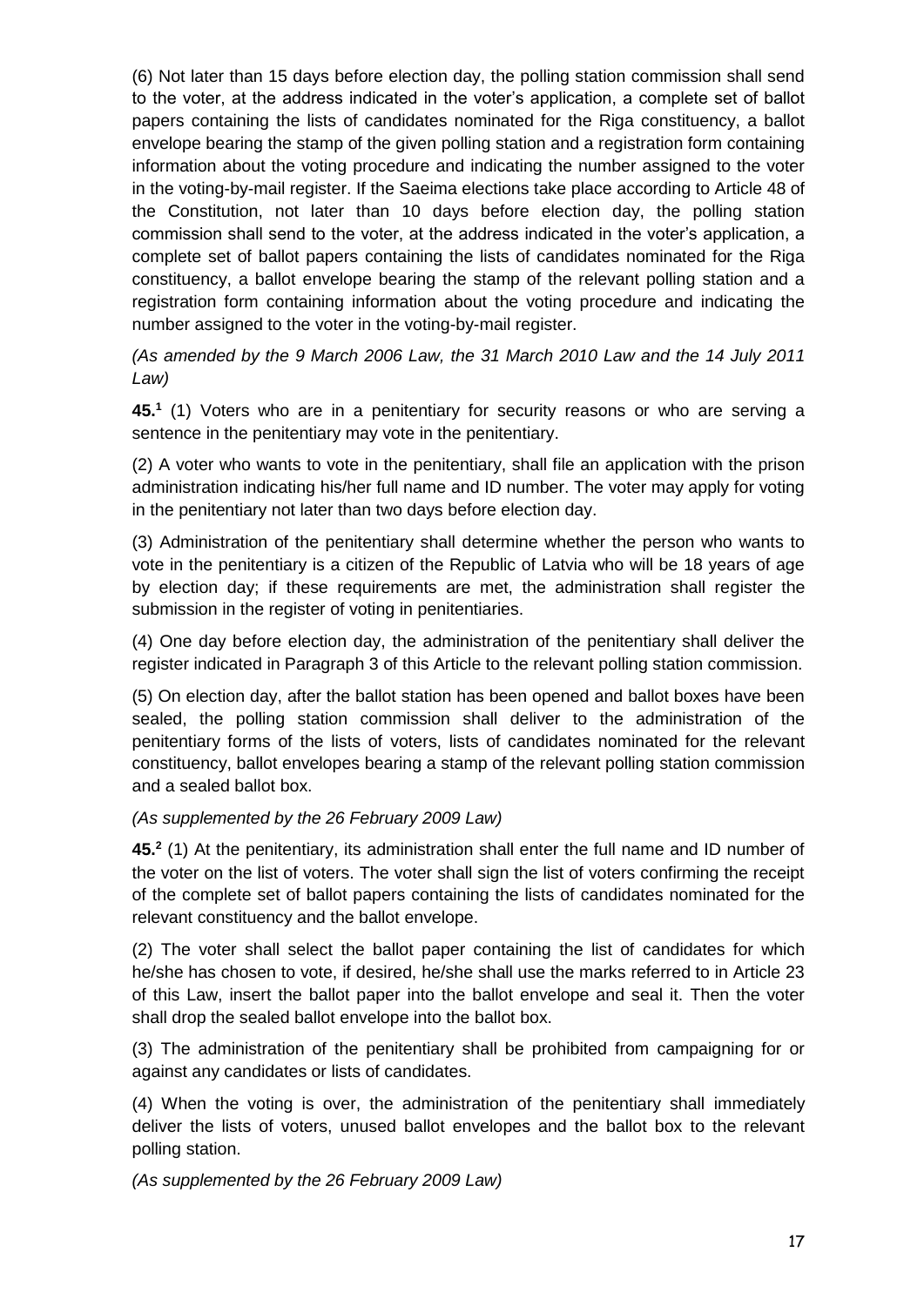(6) Not later than 15 days before election day, the polling station commission shall send to the voter, at the address indicated in the voter's application, a complete set of ballot papers containing the lists of candidates nominated for the Riga constituency, a ballot envelope bearing the stamp of the given polling station and a registration form containing information about the voting procedure and indicating the number assigned to the voter in the voting-by-mail register. If the Saeima elections take place according to Article 48 of the Constitution, not later than 10 days before election day, the polling station commission shall send to the voter, at the address indicated in the voter's application, a complete set of ballot papers containing the lists of candidates nominated for the Riga constituency, a ballot envelope bearing the stamp of the relevant polling station and a registration form containing information about the voting procedure and indicating the number assigned to the voter in the voting-by-mail register.

*(As amended by the 9 March 2006 Law, the 31 March 2010 Law and the 14 July 2011 Law)*

**45.[1]** (1) Voters who are in a penitentiary for security reasons or who are serving a sentence in the penitentiary may vote in the penitentiary.

(2) A voter who wants to vote in the penitentiary, shall file an application with the prison administration indicating his/her full name and ID number. The voter may apply for voting in the penitentiary not later than two days before election day.

(3) Administration of the penitentiary shall determine whether the person who wants to vote in the penitentiary is a citizen of the Republic of Latvia who will be 18 years of age by election day; if these requirements are met, the administration shall register the submission in the register of voting in penitentiaries.

(4) One day before election day, the administration of the penitentiary shall deliver the register indicated in Paragraph 3 of this Article to the relevant polling station commission.

(5) On election day, after the ballot station has been opened and ballot boxes have been sealed, the polling station commission shall deliver to the administration of the penitentiary forms of the lists of voters, lists of candidates nominated for the relevant constituency, ballot envelopes bearing a stamp of the relevant polling station commission and a sealed ballot box.

*(As supplemented by the 26 February 2009 Law)*

**45.[2]** (1) At the penitentiary, its administration shall enter the full name and ID number of the voter on the list of voters. The voter shall sign the list of voters confirming the receipt of the complete set of ballot papers containing the lists of candidates nominated for the relevant constituency and the ballot envelope.

(2) The voter shall select the ballot paper containing the list of candidates for which he/she has chosen to vote, if desired, he/she shall use the marks referred to in Article 23 of this Law, insert the ballot paper into the ballot envelope and seal it. Then the voter shall drop the sealed ballot envelope into the ballot box.

(3) The administration of the penitentiary shall be prohibited from campaigning for or against any candidates or lists of candidates.

(4) When the voting is over, the administration of the penitentiary shall immediately deliver the lists of voters, unused ballot envelopes and the ballot box to the relevant polling station.

*(As supplemented by the 26 February 2009 Law)*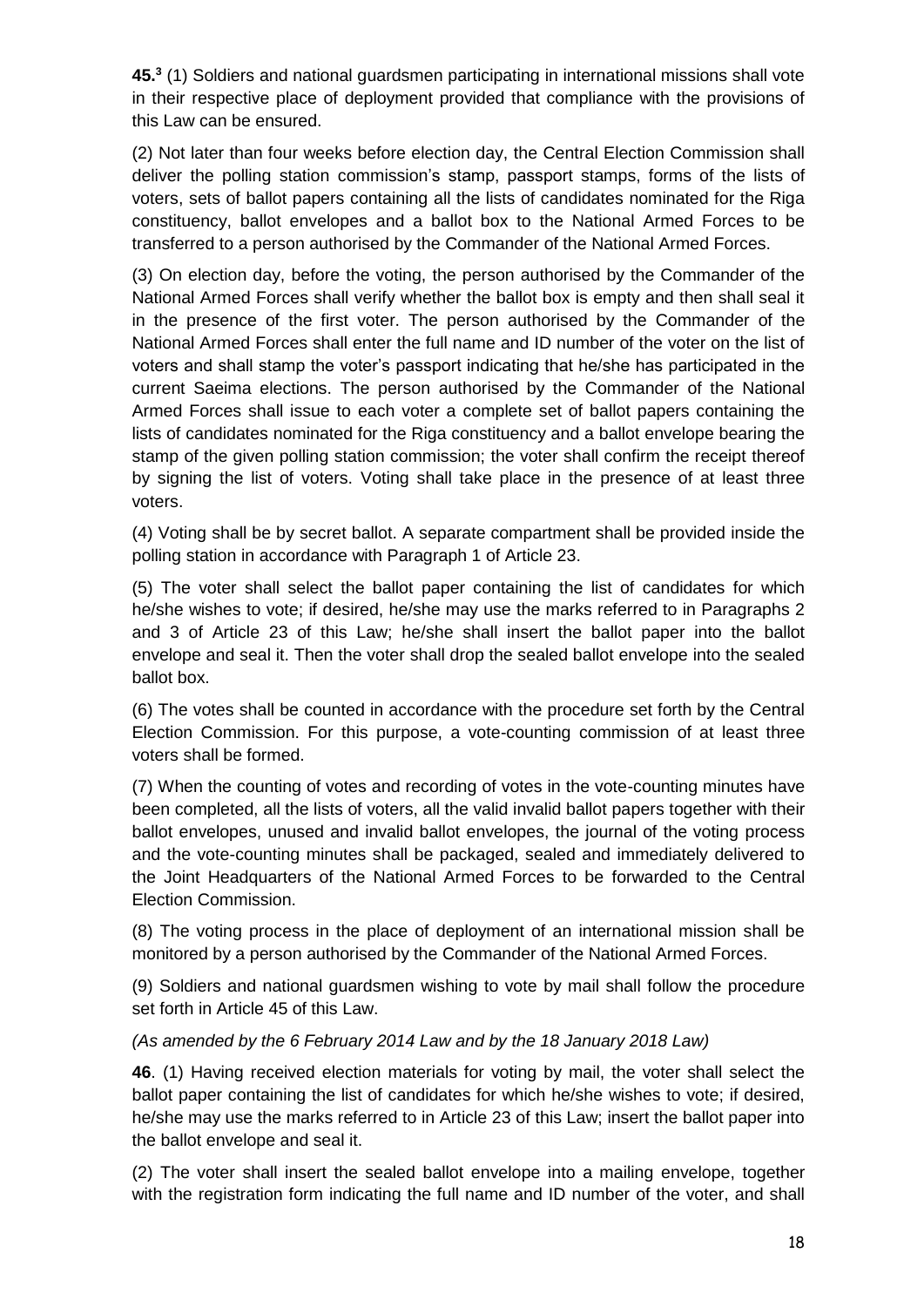**45.**[3] (1) Soldiers and national guardsmen participating in international missions shall vote in their respective place of deployment provided that compliance with the provisions of this Law can be ensured.

(2) Not later than four weeks before election day, the Central Election Commission shall deliver the polling station commission's stamp, passport stamps, forms of the lists of voters, sets of ballot papers containing all the lists of candidates nominated for the Riga constituency, ballot envelopes and a ballot box to the National Armed Forces to be transferred to a person authorised by the Commander of the National Armed Forces.

(3) On election day, before the voting, the person authorised by the Commander of the National Armed Forces shall verify whether the ballot box is empty and then shall seal it in the presence of the first voter. The person authorised by the Commander of the National Armed Forces shall enter the full name and ID number of the voter on the list of voters and shall stamp the voter's passport indicating that he/she has participated in the current Saeima elections. The person authorised by the Commander of the National Armed Forces shall issue to each voter a complete set of ballot papers containing the lists of candidates nominated for the Riga constituency and a ballot envelope bearing the stamp of the given polling station commission; the voter shall confirm the receipt thereof by signing the list of voters. Voting shall take place in the presence of at least three voters.

(4) Voting shall be by secret ballot. A separate compartment shall be provided inside the polling station in accordance with Paragraph 1 of Article 23.

(5) The voter shall select the ballot paper containing the list of candidates for which he/she wishes to vote; if desired, he/she may use the marks referred to in Paragraphs 2 and 3 of Article 23 of this Law; he/she shall insert the ballot paper into the ballot envelope and seal it. Then the voter shall drop the sealed ballot envelope into the sealed ballot box.

(6) The votes shall be counted in accordance with the procedure set forth by the Central Election Commission. For this purpose, a vote-counting commission of at least three voters shall be formed.

(7) When the counting of votes and recording of votes in the vote-counting minutes have been completed, all the lists of voters, all the valid invalid ballot papers together with their ballot envelopes, unused and invalid ballot envelopes, the journal of the voting process and the vote-counting minutes shall be packaged, sealed and immediately delivered to the Joint Headquarters of the National Armed Forces to be forwarded to the Central Election Commission.

(8) The voting process in the place of deployment of an international mission shall be monitored by a person authorised by the Commander of the National Armed Forces.

(9) Soldiers and national guardsmen wishing to vote by mail shall follow the procedure set forth in Article 45 of this Law.

*(As amended by the 6 February 2014 Law and by the 18 January 2018 Law)*

**46**. (1) Having received election materials for voting by mail, the voter shall select the ballot paper containing the list of candidates for which he/she wishes to vote; if desired, he/she may use the marks referred to in Article 23 of this Law; insert the ballot paper into the ballot envelope and seal it.

(2) The voter shall insert the sealed ballot envelope into a mailing envelope, together with the registration form indicating the full name and ID number of the voter, and shall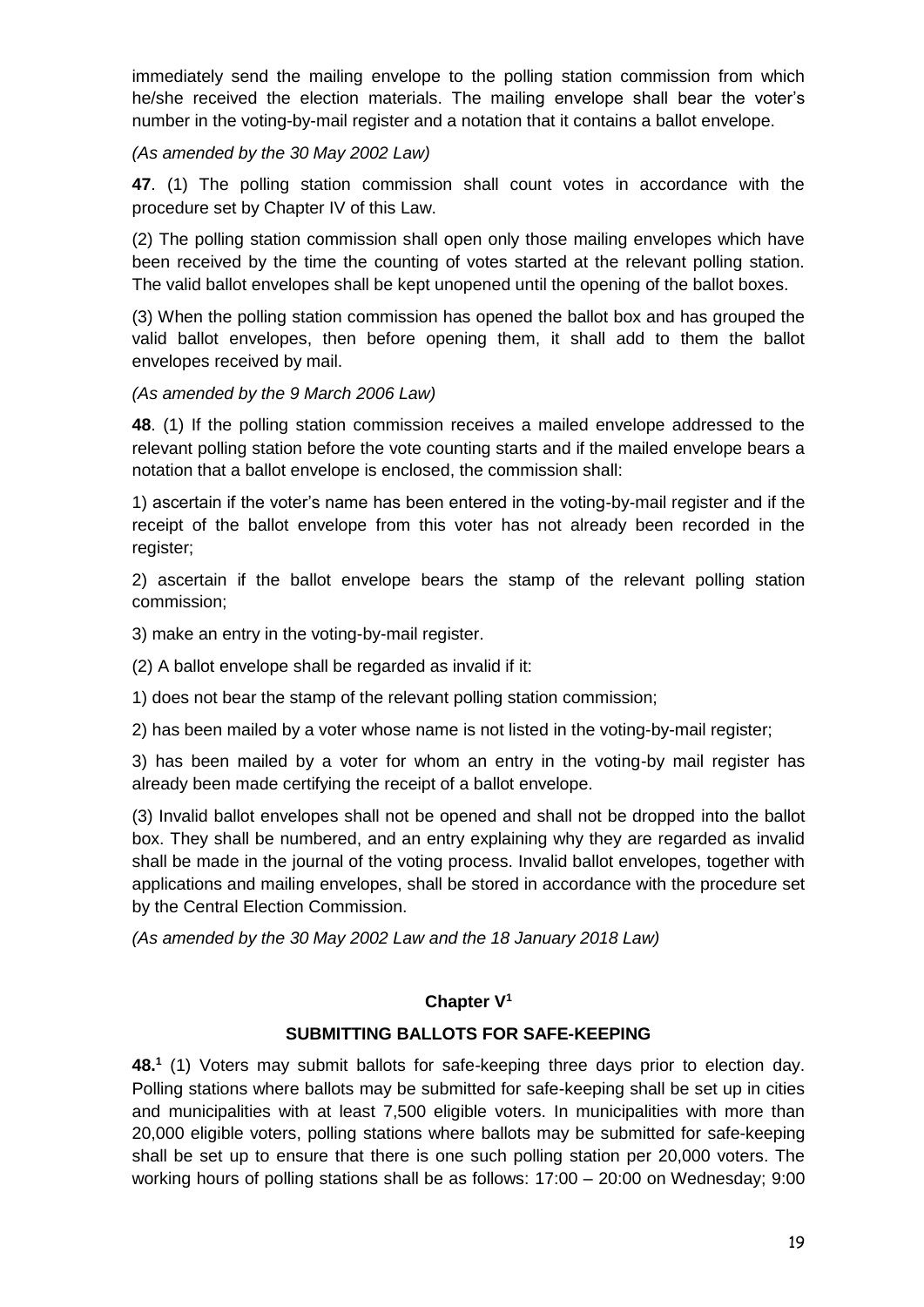immediately send the mailing envelope to the polling station commission from which he/she received the election materials. The mailing envelope shall bear the voter's number in the voting-by-mail register and a notation that it contains a ballot envelope.

*(As amended by the 30 May 2002 Law)*

**47**. (1) The polling station commission shall count votes in accordance with the procedure set by Chapter IV of this Law.

(2) The polling station commission shall open only those mailing envelopes which have been received by the time the counting of votes started at the relevant polling station. The valid ballot envelopes shall be kept unopened until the opening of the ballot boxes.

(3) When the polling station commission has opened the ballot box and has grouped the valid ballot envelopes, then before opening them, it shall add to them the ballot envelopes received by mail.

*(As amended by the 9 March 2006 Law)*

**48**. (1) If the polling station commission receives a mailed envelope addressed to the relevant polling station before the vote counting starts and if the mailed envelope bears a notation that a ballot envelope is enclosed, the commission shall:

1) ascertain if the voter's name has been entered in the voting-by-mail register and if the receipt of the ballot envelope from this voter has not already been recorded in the register;

2) ascertain if the ballot envelope bears the stamp of the relevant polling station commission;

3) make an entry in the voting-by-mail register.

(2) A ballot envelope shall be regarded as invalid if it:

1) does not bear the stamp of the relevant polling station commission;

2) has been mailed by a voter whose name is not listed in the voting-by-mail register;

3) has been mailed by a voter for whom an entry in the voting-by mail register has already been made certifying the receipt of a ballot envelope.

(3) Invalid ballot envelopes shall not be opened and shall not be dropped into the ballot box. They shall be numbered, and an entry explaining why they are regarded as invalid shall be made in the journal of the voting process. Invalid ballot envelopes, together with applications and mailing envelopes, shall be stored in accordance with the procedure set by the Central Election Commission.

*(As amended by the 30 May 2002 Law and the 18 January 2018 Law)*

## Chapter V[1]

## SUBMITTING BALLOTS FOR SAFE-KEEPING

**48.[1]** (1) Voters may submit ballots for safe-keeping three days prior to election day. Polling stations where ballots may be submitted for safe-keeping shall be set up in cities and municipalities with at least 7,500 eligible voters. In municipalities with more than 20,000 eligible voters, polling stations where ballots may be submitted for safe-keeping shall be set up to ensure that there is one such polling station per 20,000 voters. The working hours of polling stations shall be as follows: 17:00 – 20:00 on Wednesday; 9:00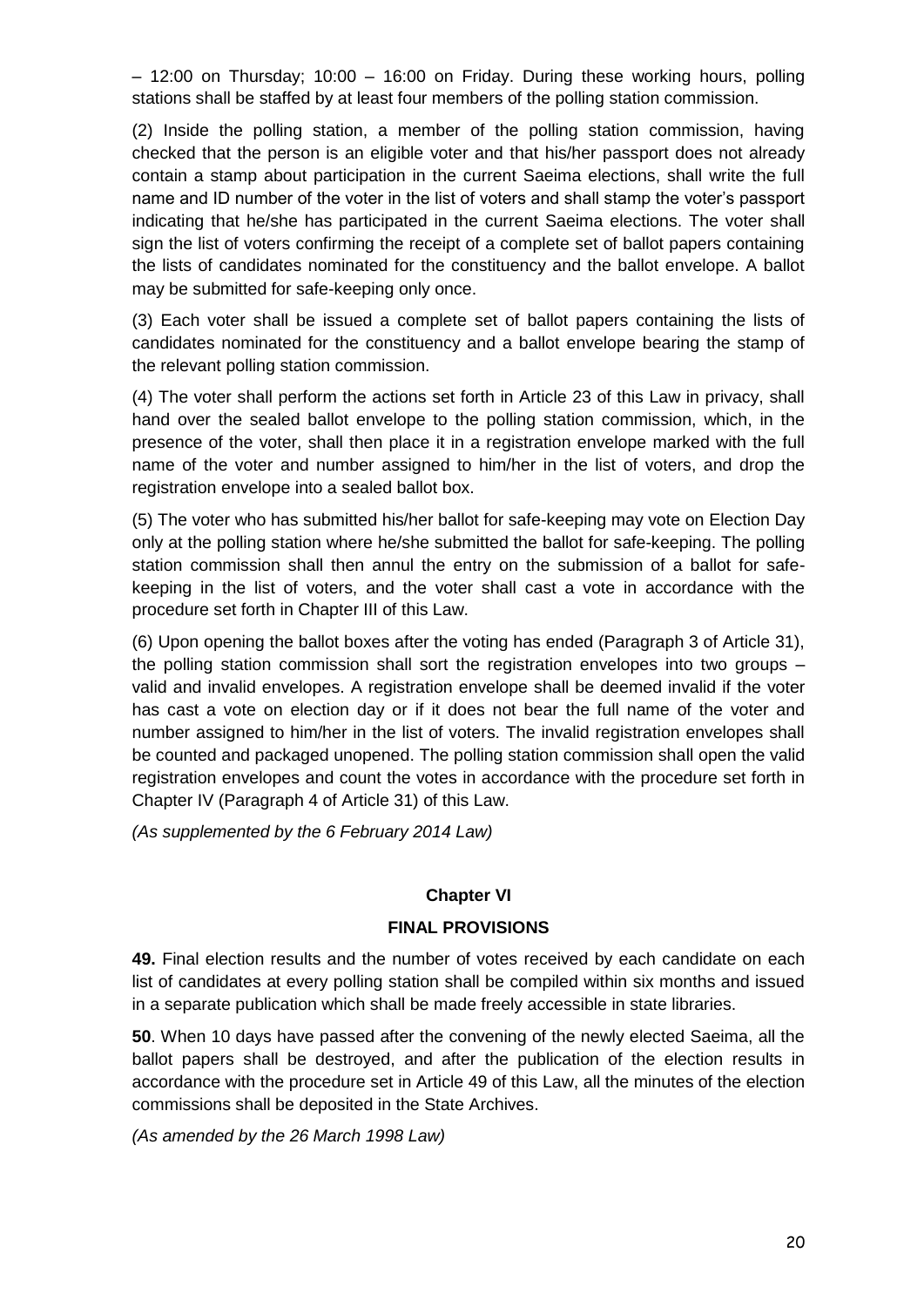– 12:00 on Thursday; 10:00 – 16:00 on Friday. During these working hours, polling stations shall be staffed by at least four members of the polling station commission.

(2) Inside the polling station, a member of the polling station commission, having checked that the person is an eligible voter and that his/her passport does not already contain a stamp about participation in the current Saeima elections, shall write the full name and ID number of the voter in the list of voters and shall stamp the voter's passport indicating that he/she has participated in the current Saeima elections. The voter shall sign the list of voters confirming the receipt of a complete set of ballot papers containing the lists of candidates nominated for the constituency and the ballot envelope. A ballot may be submitted for safe-keeping only once.

(3) Each voter shall be issued a complete set of ballot papers containing the lists of candidates nominated for the constituency and a ballot envelope bearing the stamp of the relevant polling station commission.

(4) The voter shall perform the actions set forth in Article 23 of this Law in privacy, shall hand over the sealed ballot envelope to the polling station commission, which, in the presence of the voter, shall then place it in a registration envelope marked with the full name of the voter and number assigned to him/her in the list of voters, and drop the registration envelope into a sealed ballot box.

(5) The voter who has submitted his/her ballot for safe-keeping may vote on Election Day only at the polling station where he/she submitted the ballot for safe-keeping. The polling station commission shall then annul the entry on the submission of a ballot for safe-keeping in the list of voters, and the voter shall cast a vote in accordance with the procedure set forth in Chapter III of this Law.

(6) Upon opening the ballot boxes after the voting has ended (Paragraph 3 of Article 31), the polling station commission shall sort the registration envelopes into two groups – valid and invalid envelopes. A registration envelope shall be deemed invalid if the voter has cast a vote on election day or if it does not bear the full name of the voter and number assigned to him/her in the list of voters. The invalid registration envelopes shall be counted and packaged unopened. The polling station commission shall open the valid registration envelopes and count the votes in accordance with the procedure set forth in Chapter IV (Paragraph 4 of Article 31) of this Law.

*(As supplemented by the 6 February 2014 Law)*

## Chapter VI

## FINAL PROVISIONS

**49.** Final election results and the number of votes received by each candidate on each list of candidates at every polling station shall be compiled within six months and issued in a separate publication which shall be made freely accessible in state libraries.

**50**. When 10 days have passed after the convening of the newly elected Saeima, all the ballot papers shall be destroyed, and after the publication of the election results in accordance with the procedure set in Article 49 of this Law, all the minutes of the election commissions shall be deposited in the State Archives.

*(As amended by the 26 March 1998 Law)*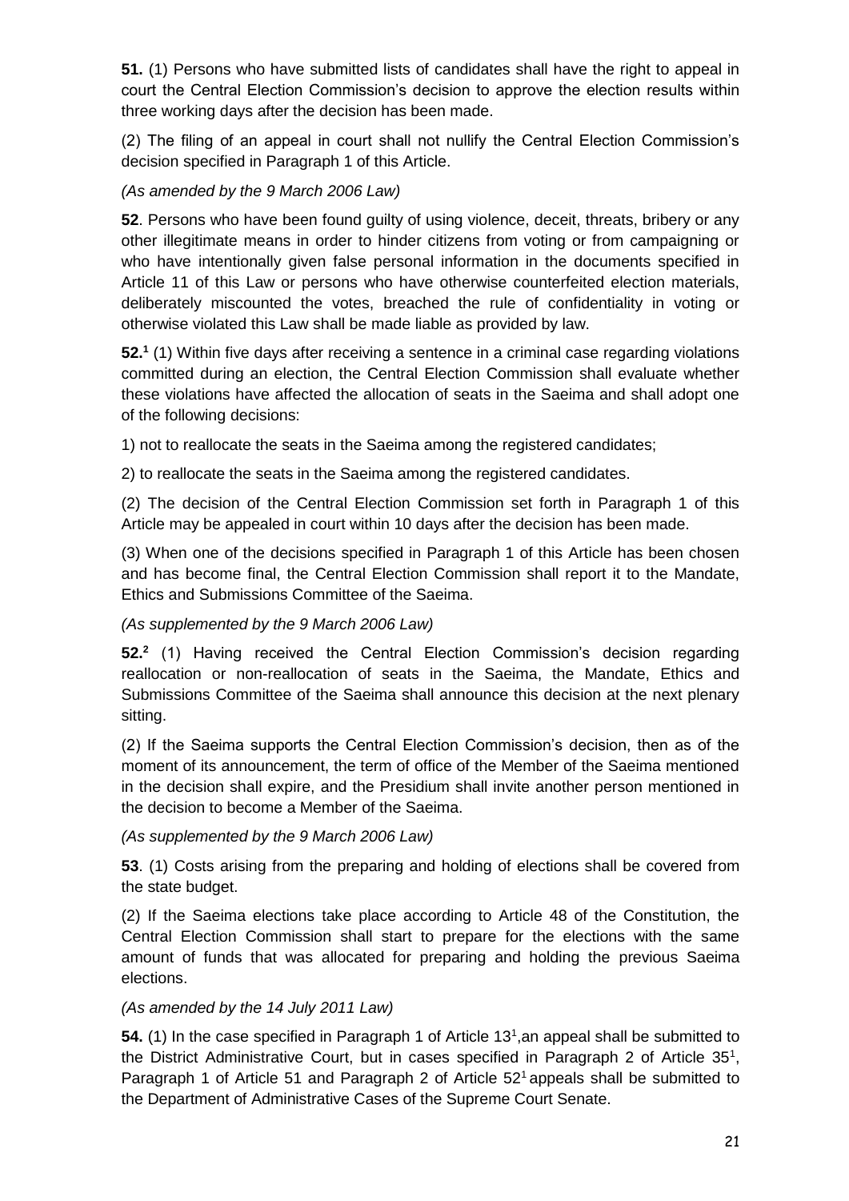**51.** (1) Persons who have submitted lists of candidates shall have the right to appeal in court the Central Election Commission's decision to approve the election results within three working days after the decision has been made.

(2) The filing of an appeal in court shall not nullify the Central Election Commission's decision specified in Paragraph 1 of this Article.

*(As amended by the 9 March 2006 Law)*

**52**. Persons who have been found guilty of using violence, deceit, threats, bribery or any other illegitimate means in order to hinder citizens from voting or from campaigning or who have intentionally given false personal information in the documents specified in Article 11 of this Law or persons who have otherwise counterfeited election materials, deliberately miscounted the votes, breached the rule of confidentiality in voting or otherwise violated this Law shall be made liable as provided by law.

**52.[1]** (1) Within five days after receiving a sentence in a criminal case regarding violations committed during an election, the Central Election Commission shall evaluate whether these violations have affected the allocation of seats in the Saeima and shall adopt one of the following decisions:

1) not to reallocate the seats in the Saeima among the registered candidates;

2) to reallocate the seats in the Saeima among the registered candidates.

(2) The decision of the Central Election Commission set forth in Paragraph 1 of this Article may be appealed in court within 10 days after the decision has been made.

(3) When one of the decisions specified in Paragraph 1 of this Article has been chosen and has become final, the Central Election Commission shall report it to the Mandate, Ethics and Submissions Committee of the Saeima.

*(As supplemented by the 9 March 2006 Law)*

**52.[2]** (1) Having received the Central Election Commission's decision regarding reallocation or non-reallocation of seats in the Saeima, the Mandate, Ethics and Submissions Committee of the Saeima shall announce this decision at the next plenary sitting.

(2) If the Saeima supports the Central Election Commission's decision, then as of the moment of its announcement, the term of office of the Member of the Saeima mentioned in the decision shall expire, and the Presidium shall invite another person mentioned in the decision to become a Member of the Saeima.

*(As supplemented by the 9 March 2006 Law)*

**53**. (1) Costs arising from the preparing and holding of elections shall be covered from the state budget.

(2) If the Saeima elections take place according to Article 48 of the Constitution, the Central Election Commission shall start to prepare for the elections with the same amount of funds that was allocated for preparing and holding the previous Saeima elections.

*(As amended by the 14 July 2011 Law)*

**54.** (1) In the case specified in Paragraph 1 of Article 13[1],an appeal shall be submitted to the District Administrative Court, but in cases specified in Paragraph 2 of Article 35[1], Paragraph 1 of Article 51 and Paragraph 2 of Article 52[1] appeals shall be submitted to the Department of Administrative Cases of the Supreme Court Senate.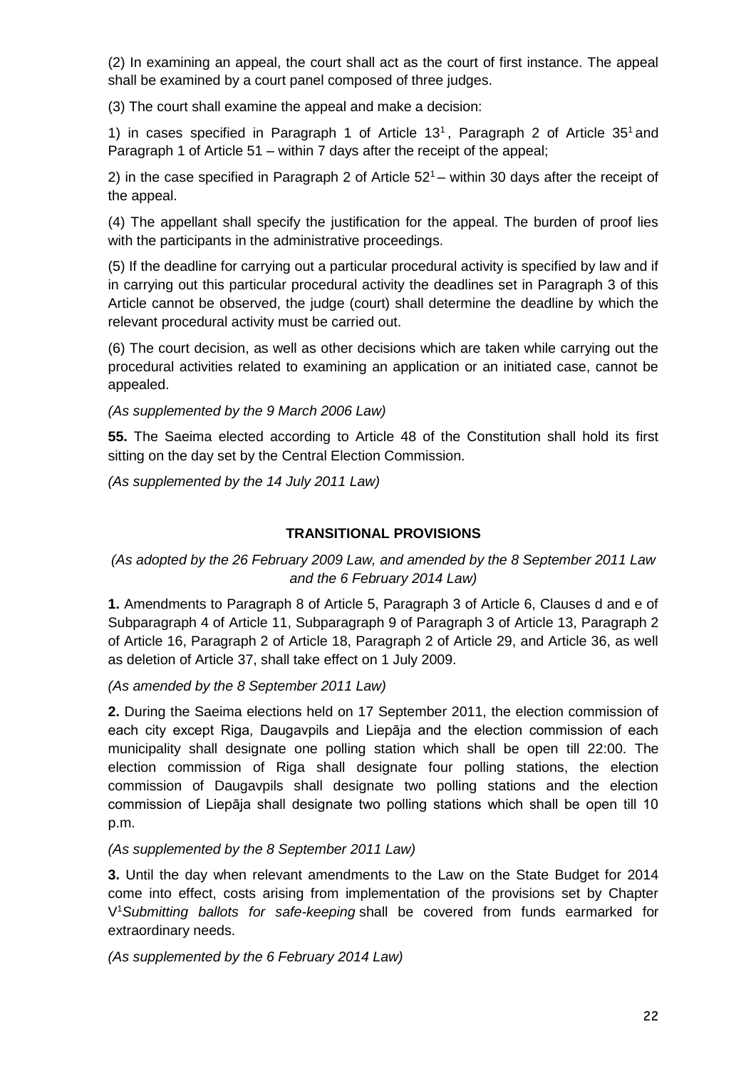(2) In examining an appeal, the court shall act as the court of first instance. The appeal shall be examined by a court panel composed of three judges.

(3) The court shall examine the appeal and make a decision:

1) in cases specified in Paragraph 1 of Article $13^1$, Paragraph 2 of Article $35^1$ and Paragraph 1 of Article 51 – within 7 days after the receipt of the appeal;

2) in the case specified in Paragraph 2 of Article $52^1$ – within 30 days after the receipt of the appeal.

(4) The appellant shall specify the justification for the appeal. The burden of proof lies with the participants in the administrative proceedings.

(5) If the deadline for carrying out a particular procedural activity is specified by law and if in carrying out this particular procedural activity the deadlines set in Paragraph 3 of this Article cannot be observed, the judge (court) shall determine the deadline by which the relevant procedural activity must be carried out.

(6) The court decision, as well as other decisions which are taken while carrying out the procedural activities related to examining an application or an initiated case, cannot be appealed.

*(As supplemented by the 9 March 2006 Law)*

**55.** The Saeima elected according to Article 48 of the Constitution shall hold its first sitting on the day set by the Central Election Commission.

*(As supplemented by the 14 July 2011 Law)*

## TRANSITIONAL PROVISIONS

*(As adopted by the 26 February 2009 Law, and amended by the 8 September 2011 Law and the 6 February 2014 Law)*

**1.** Amendments to Paragraph 8 of Article 5, Paragraph 3 of Article 6, Clauses d and e of Subparagraph 4 of Article 11, Subparagraph 9 of Paragraph 3 of Article 13, Paragraph 2 of Article 16, Paragraph 2 of Article 18, Paragraph 2 of Article 29, and Article 36, as well as deletion of Article 37, shall take effect on 1 July 2009.

*(As amended by the 8 September 2011 Law)*

**2.** During the Saeima elections held on 17 September 2011, the election commission of each city except Riga, Daugavpils and Liepāja and the election commission of each municipality shall designate one polling station which shall be open till 22:00. The election commission of Riga shall designate four polling stations, the election commission of Daugavpils shall designate two polling stations and the election commission of Liepāja shall designate two polling stations which shall be open till 10 p.m.

*(As supplemented by the 8 September 2011 Law)*

**3.** Until the day when relevant amendments to the Law on the State Budget for 2014 come into effect, costs arising from implementation of the provisions set by Chapter $V^1$ *Submitting ballots for safe-keeping* shall be covered from funds earmarked for extraordinary needs.

*(As supplemented by the 6 February 2014 Law)*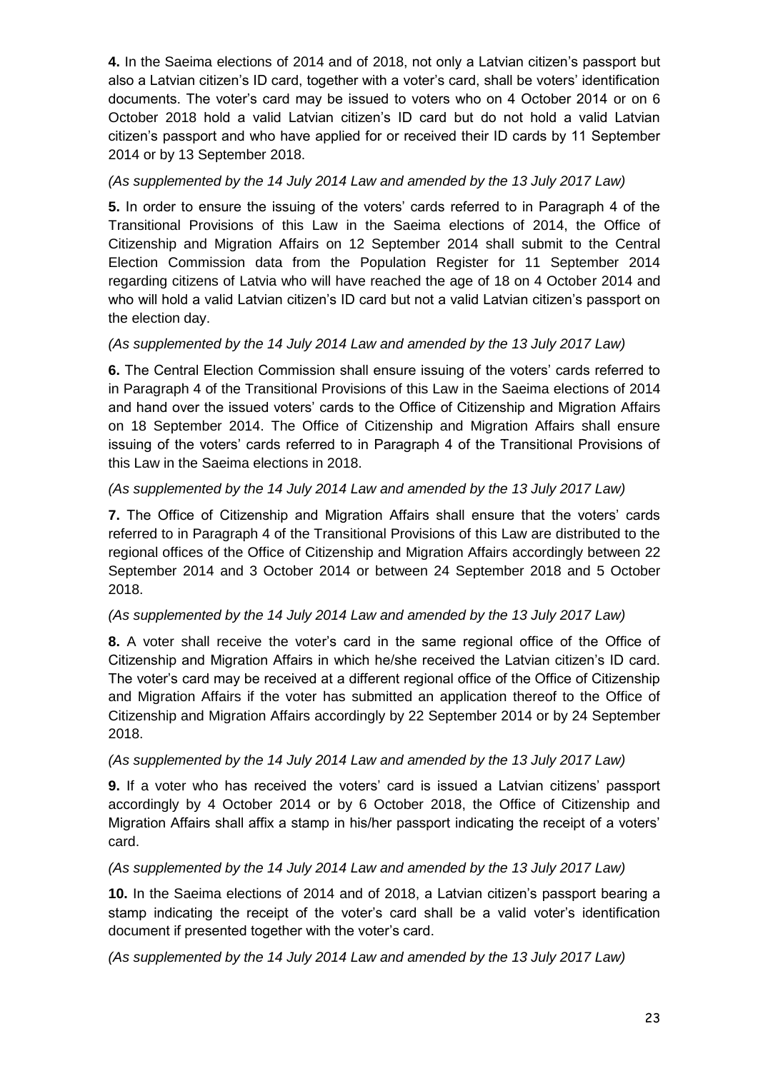**4.** In the Saeima elections of 2014 and of 2018, not only a Latvian citizen's passport but also a Latvian citizen's ID card, together with a voter's card, shall be voters' identification documents. The voter's card may be issued to voters who on 4 October 2014 or on 6 October 2018 hold a valid Latvian citizen's ID card but do not hold a valid Latvian citizen's passport and who have applied for or received their ID cards by 11 September 2014 or by 13 September 2018.

*(As supplemented by the 14 July 2014 Law and amended by the 13 July 2017 Law)*

**5.** In order to ensure the issuing of the voters' cards referred to in Paragraph 4 of the Transitional Provisions of this Law in the Saeima elections of 2014, the Office of Citizenship and Migration Affairs on 12 September 2014 shall submit to the Central Election Commission data from the Population Register for 11 September 2014 regarding citizens of Latvia who will have reached the age of 18 on 4 October 2014 and who will hold a valid Latvian citizen's ID card but not a valid Latvian citizen's passport on the election day.

*(As supplemented by the 14 July 2014 Law and amended by the 13 July 2017 Law)*

**6.** The Central Election Commission shall ensure issuing of the voters' cards referred to in Paragraph 4 of the Transitional Provisions of this Law in the Saeima elections of 2014 and hand over the issued voters' cards to the Office of Citizenship and Migration Affairs on 18 September 2014. The Office of Citizenship and Migration Affairs shall ensure issuing of the voters' cards referred to in Paragraph 4 of the Transitional Provisions of this Law in the Saeima elections in 2018.

*(As supplemented by the 14 July 2014 Law and amended by the 13 July 2017 Law)*

**7.** The Office of Citizenship and Migration Affairs shall ensure that the voters' cards referred to in Paragraph 4 of the Transitional Provisions of this Law are distributed to the regional offices of the Office of Citizenship and Migration Affairs accordingly between 22 September 2014 and 3 October 2014 or between 24 September 2018 and 5 October 2018.

*(As supplemented by the 14 July 2014 Law and amended by the 13 July 2017 Law)*

**8.** A voter shall receive the voter's card in the same regional office of the Office of Citizenship and Migration Affairs in which he/she received the Latvian citizen's ID card. The voter's card may be received at a different regional office of the Office of Citizenship and Migration Affairs if the voter has submitted an application thereof to the Office of Citizenship and Migration Affairs accordingly by 22 September 2014 or by 24 September 2018.

*(As supplemented by the 14 July 2014 Law and amended by the 13 July 2017 Law)*

**9.** If a voter who has received the voters' card is issued a Latvian citizens' passport accordingly by 4 October 2014 or by 6 October 2018, the Office of Citizenship and Migration Affairs shall affix a stamp in his/her passport indicating the receipt of a voters' card.

*(As supplemented by the 14 July 2014 Law and amended by the 13 July 2017 Law)*

**10.** In the Saeima elections of 2014 and of 2018, a Latvian citizen's passport bearing a stamp indicating the receipt of the voter's card shall be a valid voter's identification document if presented together with the voter's card.

*(As supplemented by the 14 July 2014 Law and amended by the 13 July 2017 Law)*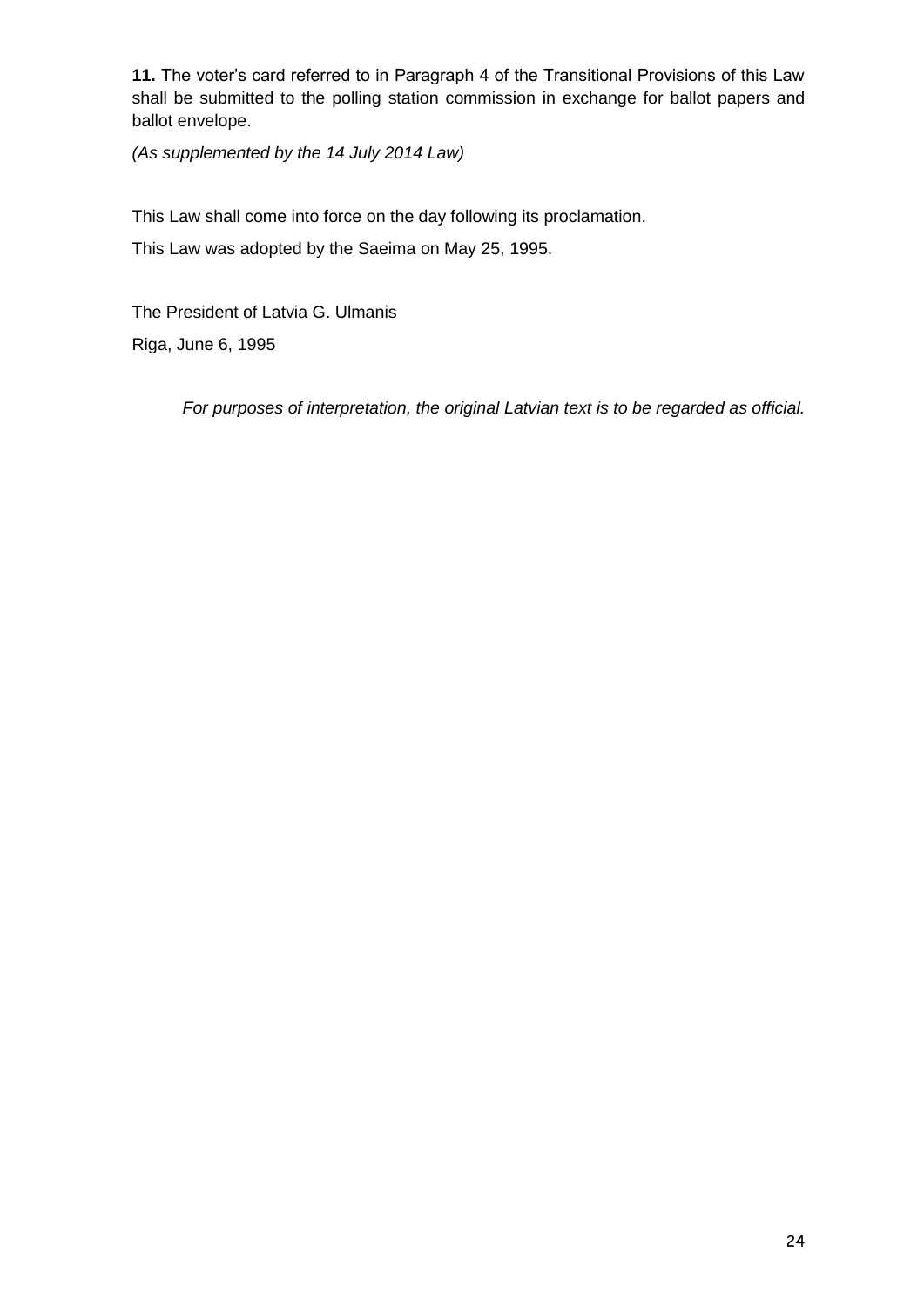**11.** The voter's card referred to in Paragraph 4 of the Transitional Provisions of this Law shall be submitted to the polling station commission in exchange for ballot papers and ballot envelope.

*(As supplemented by the 14 July 2014 Law)*

This Law shall come into force on the day following its proclamation.

This Law was adopted by the Saeima on May 25, 1995.

The President of Latvia G. Ulmanis

Riga, June 6, 1995

*For purposes of interpretation, the original Latvian text is to be regarded as official.*